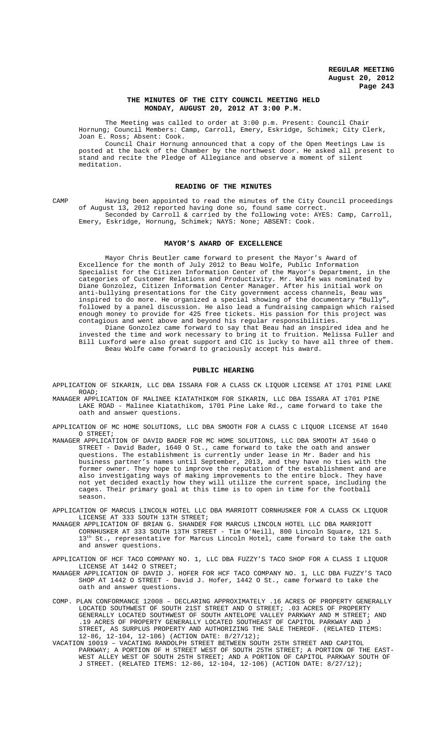# THE MINUTES OF THE CITY COUNCIL MEETING HELD MONDAY, AUGUST 20, 2012 AT 3:00 P.M.

The Meeting was called to order at 3:00 p.m. Present: Council Chair Hornung; Council Members: Camp, Carroll, Emery, Eskridge, Schimek; City Clerk, Joan E. Ross; Absent: Cook.

Council Chair Hornung announced that a copy of the Open Meetings Law is posted at the back of the Chamber by the northwest door. He asked all present to stand and recite the Pledge of Allegiance and observe a moment of silent meditation.

## READING OF THE MINUTES

CAMP Having been appointed to read the minutes of the City Council proceedings of August 13, 2012 reported having done so, found same correct.

Seconded by Carroll & carried by the following vote: AYES: Camp, Carroll, Emery, Eskridge, Hornung, Schimek; NAYS: None; ABSENT: Cook.

## MAYOR'S AWARD OF EXCELLENCE

Mayor Chris Beutler came forward to present the Mayor's Award of Excellence for the month of July 2012 to Beau Wolfe, Public Information Specialist for the Citizen Information Center of the Mayor's Department, in the categories of Customer Relations and Productivity. Mr. Wolfe was nominated by Diane Gonzolez, Citizen Information Center Manager. After his initial work on anti-bullying presentations for the City government access channels, Beau was inspired to do more. He organized a special showing of the documentary "Bully", followed by a panel discussion. He also lead a fundraising campaign which raised enough money to provide for 425 free tickets. His passion for this project was contagious and went above and beyond his regular responsibilities.

Diane Gonzolez came forward to say that Beau had an inspired idea and he invested the time and work necessary to bring it to fruition. Melissa Fuller and Bill Luxford were also great support and CIC is lucky to have all three of them.

Beau Wolfe came forward to graciously accept his award.

## PUBLIC HEARING

APPLICATION OF SIKARIN, LLC DBA ISSARA FOR A CLASS CK LIQUOR LICENSE AT 1701 PINE LAKE ROAD;

MANAGER APPLICATION OF MALINEE KIATATHIKOM FOR SIKARIN, LLC DBA ISSARA AT 1701 PINE LAKE ROAD - Malinee Kiatathikom, 1701 Pine Lake Rd., came forward to take the oath and answer questions.

APPLICATION OF MC HOME SOLUTIONS, LLC DBA SMOOTH FOR A CLASS C LIQUOR LICENSE AT 1640 O STREET;

MANAGER APPLICATION OF DAVID BADER FOR MC HOME SOLUTIONS, LLC DBA SMOOTH AT 1640 O STREET - David Bader, 1640 O St., came forward to take the oath and answer questions. The establishment is currently under lease in Mr. Bader and his business partner's names until September, 2013, and they have no ties with the former owner. They hope to improve the reputation of the establishment and are also investigating ways of making improvements to the entire block. They have not yet decided exactly how they will utilize the current space, including the cages. Their primary goal at this time is to open in time for the football season.

APPLICATION OF MARCUS LINCOLN HOTEL LLC DBA MARRIOTT CORNHUSKER FOR A CLASS CK LIQUOR LICENSE AT 333 SOUTH 13TH STREET;

MANAGER APPLICATION OF BRIAN G. SHANDER FOR MARCUS LINCOLN HOTEL LLC DBA MARRIOTT CORNHUSKER AT 333 SOUTH 13TH STREET - Tim O'Neill, 800 Lincoln Square, 121 S. 13th St., representative for Marcus Lincoln Hotel, came forward to take the oath and answer questions.

APPLICATION OF HCF TACO COMPANY NO. 1, LLC DBA FUZZY'S TACO SHOP FOR A CLASS I LIQUOR LICENSE AT 1442 O STREET;

MANAGER APPLICATION OF DAVID J. HOFER FOR HCF TACO COMPANY NO. 1, LLC DBA FUZZY'S TACO SHOP AT 1442 O STREET - David J. Hofer, 1442 O St., came forward to take the oath and answer questions.

COMP. PLAN CONFORMANCE 12008 – DECLARING APPROXIMATELY .16 ACRES OF PROPERTY GENERALLY LOCATED SOUTHWEST OF SOUTH 21ST STREET AND O STREET; .03 ACRES OF PROPERTY GENERALLY LOCATED SOUTHWEST OF SOUTH ANTELOPE VALLEY PARKWAY AND M STREET; AND .19 ACRES OF PROPERTY GENERALLY LOCATED SOUTHEAST OF CAPITOL PARKWAY AND J STREET, AS SURPLUS PROPERTY AND AUTHORIZING THE SALE THEREOF. (RELATED ITEMS: 12-86, 12-104, 12-106) (ACTION DATE: 8/27/12);

VACATION 10019 – VACATING RANDOLPH STREET BETWEEN SOUTH 25TH STREET AND CAPITOL PARKWAY; A PORTION OF H STREET WEST OF SOUTH 25TH STREET; A PORTION OF THE EAST-WEST ALLEY WEST OF SOUTH 25TH STREET; AND A PORTION OF CAPITOL PARKWAY SOUTH OF J STREET. (RELATED ITEMS: 12-86, 12-104, 12-106) (ACTION DATE: 8/27/12);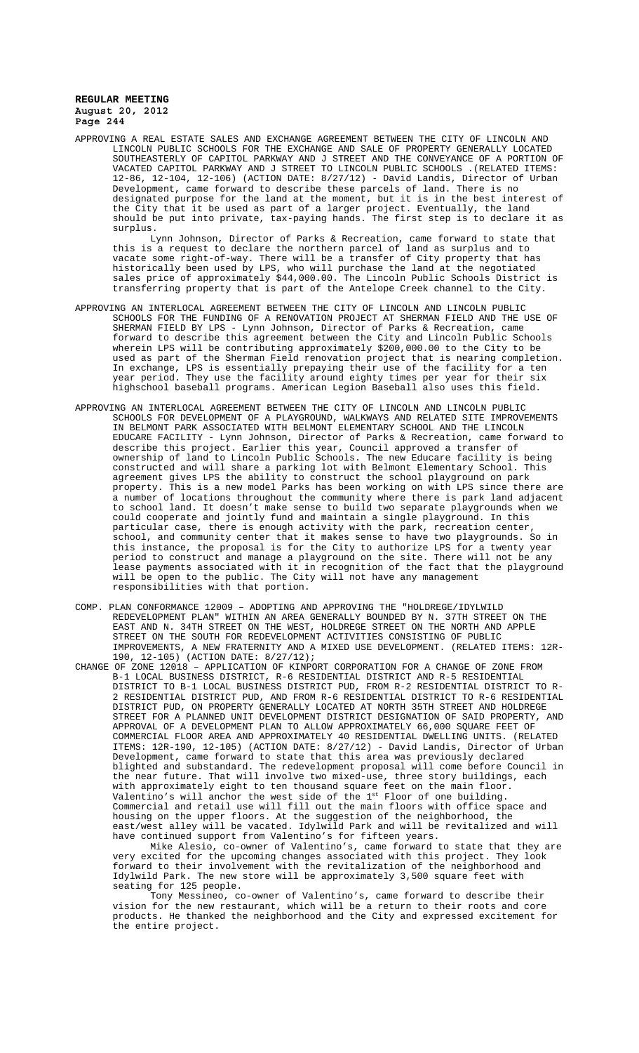APPROVING A REAL ESTATE SALES AND EXCHANGE AGREEMENT BETWEEN THE CITY OF LINCOLN AND LINCOLN PUBLIC SCHOOLS FOR THE EXCHANGE AND SALE OF PROPERTY GENERALLY LOCATED SOUTHEASTERLY OF CAPITOL PARKWAY AND J STREET AND THE CONVEYANCE OF A PORTION OF VACATED CAPITOL PARKWAY AND J STREET TO LINCOLN PUBLIC SCHOOLS .(RELATED ITEMS: 12-86, 12-104, 12-106) (ACTION DATE: 8/27/12) - David Landis, Director of Urban Development, came forward to describe these parcels of land. There is no designated purpose for the land at the moment, but it is in the best interest of the City that it be used as part of a larger project. Eventually, the land should be put into private, tax-paying hands. The first step is to declare it as surplus.

Lynn Johnson, Director of Parks & Recreation, came forward to state that this is a request to declare the northern parcel of land as surplus and to vacate some right-of-way. There will be a transfer of City property that has historically been used by LPS, who will purchase the land at the negotiated sales price of approximately $44,000.00. The Lincoln Public Schools District is transferring property that is part of the Antelope Creek channel to the City.

APPROVING AN INTERLOCAL AGREEMENT BETWEEN THE CITY OF LINCOLN AND LINCOLN PUBLIC SCHOOLS FOR THE FUNDING OF A RENOVATION PROJECT AT SHERMAN FIELD AND THE USE OF SHERMAN FIELD BY LPS - Lynn Johnson, Director of Parks & Recreation, came forward to describe this agreement between the City and Lincoln Public Schools wherein LPS will be contributing approximately $200,000.00 to the City to be used as part of the Sherman Field renovation project that is nearing completion. In exchange, LPS is essentially prepaying their use of the facility for a ten year period. They use the facility around eighty times per year for their six highschool baseball programs. American Legion Baseball also uses this field.

APPROVING AN INTERLOCAL AGREEMENT BETWEEN THE CITY OF LINCOLN AND LINCOLN PUBLIC SCHOOLS FOR DEVELOPMENT OF A PLAYGROUND, WALKWAYS AND RELATED SITE IMPROVEMENTS IN BELMONT PARK ASSOCIATED WITH BELMONT ELEMENTARY SCHOOL AND THE LINCOLN EDUCARE FACILITY - Lynn Johnson, Director of Parks & Recreation, came forward to describe this project. Earlier this year, Council approved a transfer of ownership of land to Lincoln Public Schools. The new Educare facility is being constructed and will share a parking lot with Belmont Elementary School. This agreement gives LPS the ability to construct the school playground on park property. This is a new model Parks has been working on with LPS since there are a number of locations throughout the community where there is park land adjacent to school land. It doesn't make sense to build two separate playgrounds when we could cooperate and jointly fund and maintain a single playground. In this particular case, there is enough activity with the park, recreation center, school, and community center that it makes sense to have two playgrounds. So in this instance, the proposal is for the City to authorize LPS for a twenty year period to construct and manage a playground on the site. There will not be any lease payments associated with it in recognition of the fact that the playground will be open to the public. The City will not have any management responsibilities with that portion.

COMP. PLAN CONFORMANCE 12009 – ADOPTING AND APPROVING THE "HOLDREGE/IDYLWILD REDEVELOPMENT PLAN" WITHIN AN AREA GENERALLY BOUNDED BY N. 37TH STREET ON THE EAST AND N. 34TH STREET ON THE WEST, HOLDREGE STREET ON THE NORTH AND APPLE STREET ON THE SOUTH FOR REDEVELOPMENT ACTIVITIES CONSISTING OF PUBLIC IMPROVEMENTS, A NEW FRATERNITY AND A MIXED USE DEVELOPMENT. (RELATED ITEMS: 12R-190, 12-105) (ACTION DATE: 8/27/12);

CHANGE OF ZONE 12018 – APPLICATION OF KINPORT CORPORATION FOR A CHANGE OF ZONE FROM B-1 LOCAL BUSINESS DISTRICT, R-6 RESIDENTIAL DISTRICT AND R-5 RESIDENTIAL DISTRICT TO B-1 LOCAL BUSINESS DISTRICT PUD, FROM R-2 RESIDENTIAL DISTRICT TO R-2 RESIDENTIAL DISTRICT PUD, AND FROM R-6 RESIDENTIAL DISTRICT TO R-6 RESIDENTIAL DISTRICT PUD, ON PROPERTY GENERALLY LOCATED AT NORTH 35TH STREET AND HOLDREGE STREET FOR A PLANNED UNIT DEVELOPMENT DISTRICT DESIGNATION OF SAID PROPERTY, AND APPROVAL OF A DEVELOPMENT PLAN TO ALLOW APPROXIMATELY 66,000 SQUARE FEET OF COMMERCIAL FLOOR AREA AND APPROXIMATELY 40 RESIDENTIAL DWELLING UNITS. (RELATED ITEMS: 12R-190, 12-105) (ACTION DATE: 8/27/12) - David Landis, Director of Urban Development, came forward to state that this area was previously declared blighted and substandard. The redevelopment proposal will come before Council in the near future. That will involve two mixed-use, three story buildings, each with approximately eight to ten thousand square feet on the main floor. Valentino's will anchor the west side of the 1st Floor of one building. Commercial and retail use will fill out the main floors with office space and housing on the upper floors. At the suggestion of the neighborhood, the east/west alley will be vacated. Idylwild Park and will be revitalized and will have continued support from Valentino's for fifteen years.

Mike Alesio, co-owner of Valentino's, came forward to state that they are very excited for the upcoming changes associated with this project. They look forward to their involvement with the revitalization of the neighborhood and Idylwild Park. The new store will be approximately 3,500 square feet with seating for 125 people.

Tony Messineo, co-owner of Valentino's, came forward to describe their vision for the new restaurant, which will be a return to their roots and core products. He thanked the neighborhood and the City and expressed excitement for the entire project.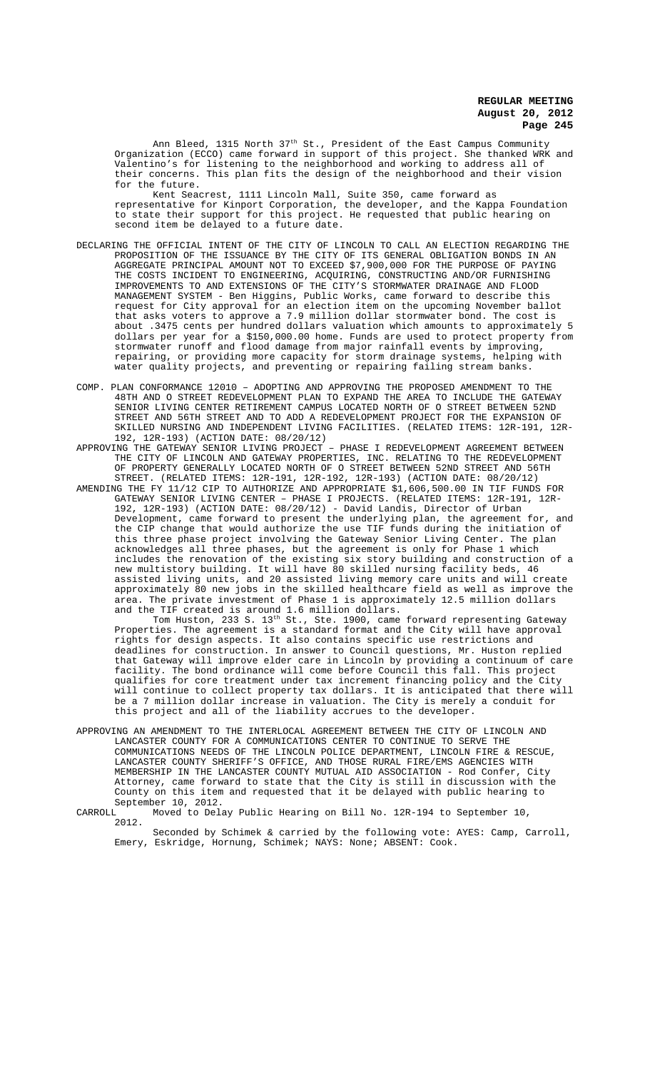Ann Bleed, 1315 North 37th St., President of the East Campus Community Organization (ECCO) came forward in support of this project. She thanked WRK and Valentino's for listening to the neighborhood and working to address all of their concerns. This plan fits the design of the neighborhood and their vision for the future.

Kent Seacrest, 1111 Lincoln Mall, Suite 350, came forward as representative for Kinport Corporation, the developer, and the Kappa Foundation to state their support for this project. He requested that public hearing on second item be delayed to a future date.

DECLARING THE OFFICIAL INTENT OF THE CITY OF LINCOLN TO CALL AN ELECTION REGARDING THE PROPOSITION OF THE ISSUANCE BY THE CITY OF ITS GENERAL OBLIGATION BONDS IN AN AGGREGATE PRINCIPAL AMOUNT NOT TO EXCEED $7,900,000 FOR THE PURPOSE OF PAYING THE COSTS INCIDENT TO ENGINEERING, ACQUIRING, CONSTRUCTING AND/OR FURNISHING IMPROVEMENTS TO AND EXTENSIONS OF THE CITY'S STORMWATER DRAINAGE AND FLOOD MANAGEMENT SYSTEM - Ben Higgins, Public Works, came forward to describe this request for City approval for an election item on the upcoming November ballot that asks voters to approve a 7.9 million dollar stormwater bond. The cost is about .3475 cents per hundred dollars valuation which amounts to approximately 5 dollars per year for a $150,000.00 home. Funds are used to protect property from stormwater runoff and flood damage from major rainfall events by improving, repairing, or providing more capacity for storm drainage systems, helping with water quality projects, and preventing or repairing failing stream banks.

COMP. PLAN CONFORMANCE 12010 – ADOPTING AND APPROVING THE PROPOSED AMENDMENT TO THE 48TH AND O STREET REDEVELOPMENT PLAN TO EXPAND THE AREA TO INCLUDE THE GATEWAY SENIOR LIVING CENTER RETIREMENT CAMPUS LOCATED NORTH OF O STREET BETWEEN 52ND STREET AND 56TH STREET AND TO ADD A REDEVELOPMENT PROJECT FOR THE EXPANSION OF SKILLED NURSING AND INDEPENDENT LIVING FACILITIES. (RELATED ITEMS: 12R-191, 12R-192, 12R-193) (ACTION DATE: 08/20/12)

APPROVING THE GATEWAY SENIOR LIVING PROJECT – PHASE I REDEVELOPMENT AGREEMENT BETWEEN THE CITY OF LINCOLN AND GATEWAY PROPERTIES, INC. RELATING TO THE REDEVELOPMENT OF PROPERTY GENERALLY LOCATED NORTH OF O STREET BETWEEN 52ND STREET AND 56TH STREET. (RELATED ITEMS: 12R-191, 12R-192, 12R-193) (ACTION DATE: 08/20/12)

AMENDING THE FY 11/12 CIP TO AUTHORIZE AND APPROPRIATE $1,606,500.00 IN TIF FUNDS FOR GATEWAY SENIOR LIVING CENTER – PHASE I PROJECTS. (RELATED ITEMS: 12R-191, 12R-192, 12R-193) (ACTION DATE: 08/20/12) - David Landis, Director of Urban Development, came forward to present the underlying plan, the agreement for, and the CIP change that would authorize the use TIF funds during the initiation of this three phase project involving the Gateway Senior Living Center. The plan acknowledges all three phases, but the agreement is only for Phase 1 which includes the renovation of the existing six story building and construction of a new multistory building. It will have 80 skilled nursing facility beds, 46 assisted living units, and 20 assisted living memory care units and will create approximately 80 new jobs in the skilled healthcare field as well as improve the area. The private investment of Phase 1 is approximately 12.5 million dollars and the TIF created is around 1.6 million dollars.

Tom Huston, 233 S. 13th St., Ste. 1900, came forward representing Gateway Properties. The agreement is a standard format and the City will have approval rights for design aspects. It also contains specific use restrictions and deadlines for construction. In answer to Council questions, Mr. Huston replied that Gateway will improve elder care in Lincoln by providing a continuum of care facility. The bond ordinance will come before Council this fall. This project qualifies for core treatment under tax increment financing policy and the City will continue to collect property tax dollars. It is anticipated that there will be a 7 million dollar increase in valuation. The City is merely a conduit for this project and all of the liability accrues to the developer.

APPROVING AN AMENDMENT TO THE INTERLOCAL AGREEMENT BETWEEN THE CITY OF LINCOLN AND LANCASTER COUNTY FOR A COMMUNICATIONS CENTER TO CONTINUE TO SERVE THE COMMUNICATIONS NEEDS OF THE LINCOLN POLICE DEPARTMENT, LINCOLN FIRE & RESCUE, LANCASTER COUNTY SHERIFF'S OFFICE, AND THOSE RURAL FIRE/EMS AGENCIES WITH MEMBERSHIP IN THE LANCASTER COUNTY MUTUAL AID ASSOCIATION - Rod Confer, City Attorney, came forward to state that the City is still in discussion with the County on this item and requested that it be delayed with public hearing to September 10, 2012.

CARROLL Moved to Delay Public Hearing on Bill No. 12R-194 to September 10, 2012.

Seconded by Schimek & carried by the following vote: AYES: Camp, Carroll, Emery, Eskridge, Hornung, Schimek; NAYS: None; ABSENT: Cook.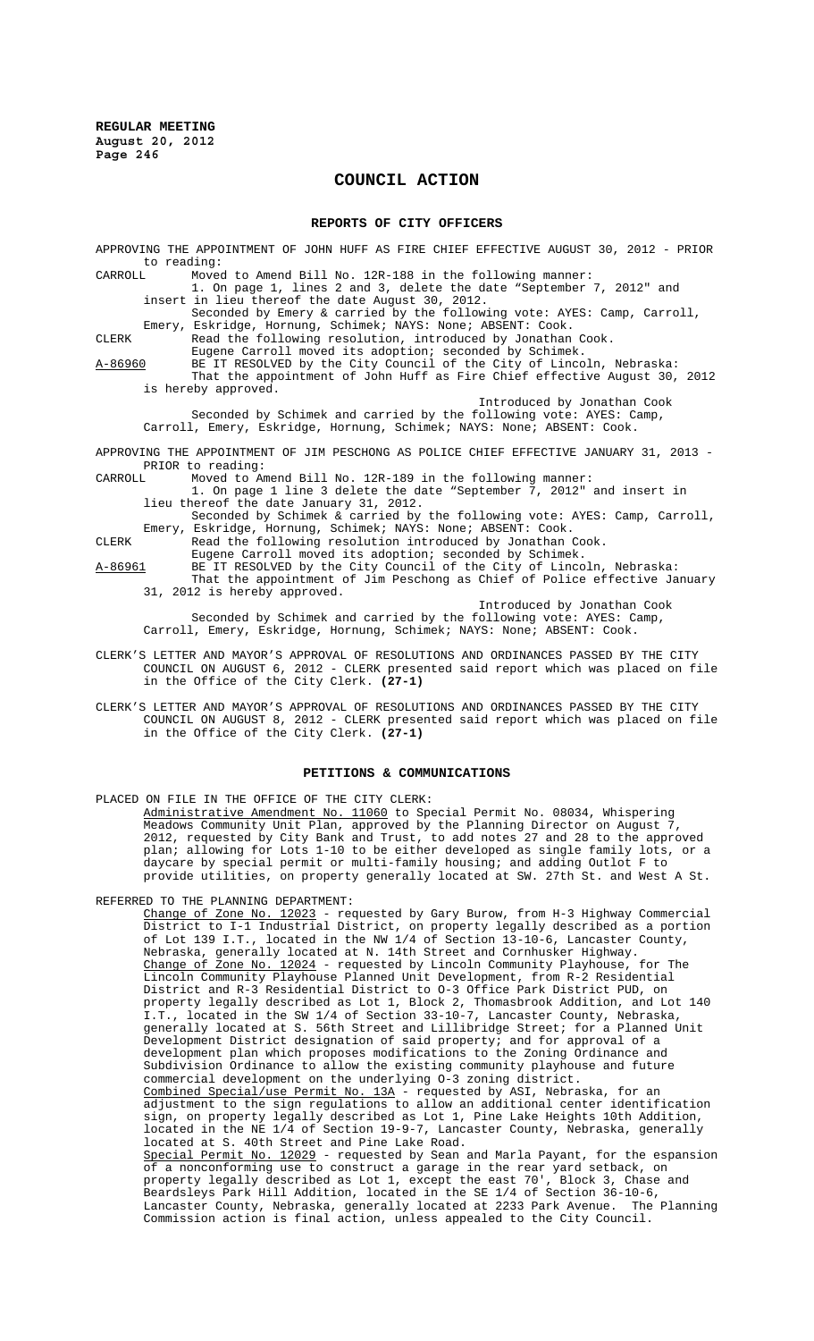# COUNCIL ACTION

## REPORTS OF CITY OFFICERS

APPROVING THE APPOINTMENT OF JOHN HUFF AS FIRE CHIEF EFFECTIVE AUGUST 30, 2012 - PRIOR to reading:

CARROLL Moved to Amend Bill No. 12R-188 in the following manner:

1. On page 1, lines 2 and 3, delete the date "September 7, 2012" and insert in lieu thereof the date August 30, 2012.

Seconded by Emery & carried by the following vote: AYES: Camp, Carroll, Emery, Eskridge, Hornung, Schimek; NAYS: None; ABSENT: Cook.

CLERK Read the following resolution, introduced by Jonathan Cook.

Eugene Carroll moved its adoption; seconded by Schimek.

A-86960 BE IT RESOLVED by the City Council of the City of Lincoln, Nebraska:

That the appointment of John Huff as Fire Chief effective August 30, 2012 is hereby approved.

Introduced by Jonathan Cook

Seconded by Schimek and carried by the following vote: AYES: Camp, Carroll, Emery, Eskridge, Hornung, Schimek; NAYS: None; ABSENT: Cook.

APPROVING THE APPOINTMENT OF JIM PESCHONG AS POLICE CHIEF EFFECTIVE JANUARY 31, 2013 - PRIOR to reading:

CARROLL Moved to Amend Bill No. 12R-189 in the following manner:

1. On page 1 line 3 delete the date "September 7, 2012" and insert in lieu thereof the date January 31, 2012.

Seconded by Schimek & carried by the following vote: AYES: Camp, Carroll, Emery, Eskridge, Hornung, Schimek; NAYS: None; ABSENT: Cook.

CLERK Read the following resolution introduced by Jonathan Cook.

Eugene Carroll moved its adoption; seconded by Schimek.

A-86961 BE IT RESOLVED by the City Council of the City of Lincoln, Nebraska:

That the appointment of Jim Peschong as Chief of Police effective January 31, 2012 is hereby approved.

Introduced by Jonathan Cook

Seconded by Schimek and carried by the following vote: AYES: Camp, Carroll, Emery, Eskridge, Hornung, Schimek; NAYS: None; ABSENT: Cook.

CLERK'S LETTER AND MAYOR'S APPROVAL OF RESOLUTIONS AND ORDINANCES PASSED BY THE CITY COUNCIL ON AUGUST 6, 2012 - CLERK presented said report which was placed on file in the Office of the City Clerk. **(27-1)**

CLERK'S LETTER AND MAYOR'S APPROVAL OF RESOLUTIONS AND ORDINANCES PASSED BY THE CITY COUNCIL ON AUGUST 8, 2012 - CLERK presented said report which was placed on file in the Office of the City Clerk. **(27-1)**

## PETITIONS & COMMUNICATIONS

PLACED ON FILE IN THE OFFICE OF THE CITY CLERK:

Administrative Amendment No. 11060 to Special Permit No. 08034, Whispering Meadows Community Unit Plan, approved by the Planning Director on August 7, 2012, requested by City Bank and Trust, to add notes 27 and 28 to the approved plan; allowing for Lots 1-10 to be either developed as single family lots, or a daycare by special permit or multi-family housing; and adding Outlot F to provide utilities, on property generally located at SW. 27th St. and West A St.

REFERRED TO THE PLANNING DEPARTMENT:

Change of Zone No. 12023 - requested by Gary Burow, from H-3 Highway Commercial District to I-1 Industrial District, on property legally described as a portion of Lot 139 I.T., located in the NW 1/4 of Section 13-10-6, Lancaster County, Nebraska, generally located at N. 14th Street and Cornhusker Highway.

Change of Zone No. 12024 - requested by Lincoln Community Playhouse, for The Lincoln Community Playhouse Planned Unit Development, from R-2 Residential District and R-3 Residential District to O-3 Office Park District PUD, on property legally described as Lot 1, Block 2, Thomasbrook Addition, and Lot 140 I.T., located in the SW 1/4 of Section 33-10-7, Lancaster County, Nebraska, generally located at S. 56th Street and Lillibridge Street; for a Planned Unit Development District designation of said property; and for approval of a development plan which proposes modifications to the Zoning Ordinance and Subdivision Ordinance to allow the existing community playhouse and future commercial development on the underlying O-3 zoning district.

Combined Special/use Permit No. 13A - requested by ASI, Nebraska, for an adjustment to the sign regulations to allow an additional center identification sign, on property legally described as Lot 1, Pine Lake Heights 10th Addition, located in the NE 1/4 of Section 19-9-7, Lancaster County, Nebraska, generally located at S. 40th Street and Pine Lake Road.

Special Permit No. 12029 - requested by Sean and Marla Payant, for the espansion of a nonconforming use to construct a garage in the rear yard setback, on property legally described as Lot 1, except the east 70', Block 3, Chase and Beardsleys Park Hill Addition, located in the SE 1/4 of Section 36-10-6, Lancaster County, Nebraska, generally located at 2233 Park Avenue. The Planning Commission action is final action, unless appealed to the City Council.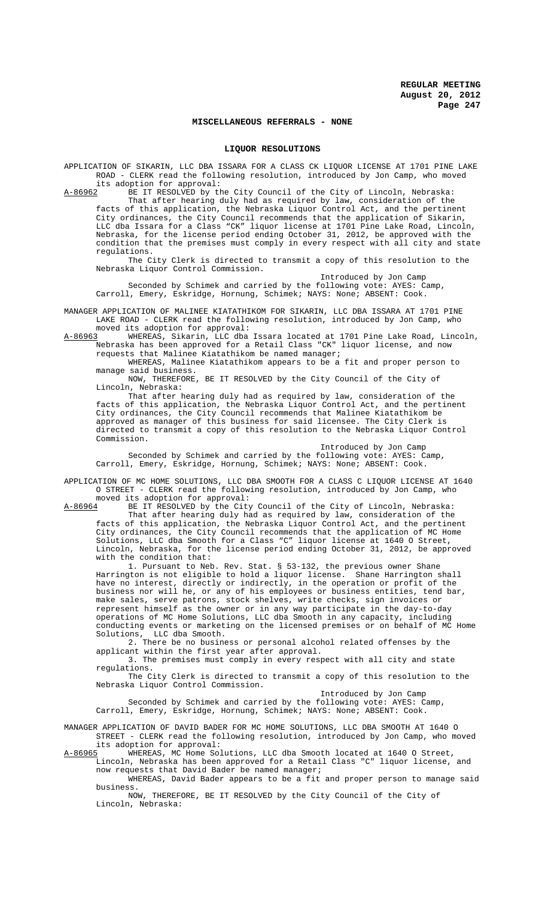## MISCELLANEOUS REFERRALS - NONE

## LIQUOR RESOLUTIONS

APPLICATION OF SIKARIN, LLC DBA ISSARA FOR A CLASS CK LIQUOR LICENSE AT 1701 PINE LAKE ROAD - CLERK read the following resolution, introduced by Jon Camp, who moved its adoption for approval:

A-86962 BE IT RESOLVED by the City Council of the City of Lincoln, Nebraska:

That after hearing duly had as required by law, consideration of the facts of this application, the Nebraska Liquor Control Act, and the pertinent City ordinances, the City Council recommends that the application of Sikarin, LLC dba Issara for a Class "CK" liquor license at 1701 Pine Lake Road, Lincoln, Nebraska, for the license period ending October 31, 2012, be approved with the condition that the premises must comply in every respect with all city and state regulations.

The City Clerk is directed to transmit a copy of this resolution to the Nebraska Liquor Control Commission.

Introduced by Jon Camp

Seconded by Schimek and carried by the following vote: AYES: Camp, Carroll, Emery, Eskridge, Hornung, Schimek; NAYS: None; ABSENT: Cook.

MANAGER APPLICATION OF MALINEE KIATATHIKOM FOR SIKARIN, LLC DBA ISSARA AT 1701 PINE LAKE ROAD - CLERK read the following resolution, introduced by Jon Camp, who moved its adoption for approval:

A-86963 WHEREAS, Sikarin, LLC dba Issara located at 1701 Pine Lake Road, Lincoln, Nebraska has been approved for a Retail Class "CK" liquor license, and now requests that Malinee Kiatathikom be named manager;

WHEREAS, Malinee Kiatathikom appears to be a fit and proper person to manage said business.

NOW, THEREFORE, BE IT RESOLVED by the City Council of the City of Lincoln, Nebraska:

That after hearing duly had as required by law, consideration of the facts of this application, the Nebraska Liquor Control Act, and the pertinent City ordinances, the City Council recommends that Malinee Kiatathikom be approved as manager of this business for said licensee. The City Clerk is directed to transmit a copy of this resolution to the Nebraska Liquor Control Commission.

Introduced by Jon Camp

Seconded by Schimek and carried by the following vote: AYES: Camp, Carroll, Emery, Eskridge, Hornung, Schimek; NAYS: None; ABSENT: Cook.

APPLICATION OF MC HOME SOLUTIONS, LLC DBA SMOOTH FOR A CLASS C LIQUOR LICENSE AT 1640 O STREET - CLERK read the following resolution, introduced by Jon Camp, who moved its adoption for approval:

A-86964 BE IT RESOLVED by the City Council of the City of Lincoln, Nebraska:

That after hearing duly had as required by law, consideration of the facts of this application, the Nebraska Liquor Control Act, and the pertinent City ordinances, the City Council recommends that the application of MC Home Solutions, LLC dba Smooth for a Class "C" liquor license at 1640 O Street, Lincoln, Nebraska, for the license period ending October 31, 2012, be approved with the condition that:

1. Pursuant to Neb. Rev. Stat. § 53-132, the previous owner Shane Harrington is not eligible to hold a liquor license. Shane Harrington shall have no interest, directly or indirectly, in the operation or profit of the business nor will he, or any of his employees or business entities, tend bar, make sales, serve patrons, stock shelves, write checks, sign invoices or represent himself as the owner or in any way participate in the day-to-day operations of MC Home Solutions, LLC dba Smooth in any capacity, including conducting events or marketing on the licensed premises or on behalf of MC Home Solutions, LLC dba Smooth.

2. There be no business or personal alcohol related offenses by the applicant within the first year after approval.

3. The premises must comply in every respect with all city and state regulations.

The City Clerk is directed to transmit a copy of this resolution to the Nebraska Liquor Control Commission.

Introduced by Jon Camp

Seconded by Schimek and carried by the following vote: AYES: Camp, Carroll, Emery, Eskridge, Hornung, Schimek; NAYS: None; ABSENT: Cook.

MANAGER APPLICATION OF DAVID BADER FOR MC HOME SOLUTIONS, LLC DBA SMOOTH AT 1640 O STREET - CLERK read the following resolution, introduced by Jon Camp, who moved its adoption for approval:

A-86965 WHEREAS, MC Home Solutions, LLC dba Smooth located at 1640 O Street, Lincoln, Nebraska has been approved for a Retail Class "C" liquor license, and now requests that David Bader be named manager;

WHEREAS, David Bader appears to be a fit and proper person to manage said business.

NOW, THEREFORE, BE IT RESOLVED by the City Council of the City of Lincoln, Nebraska: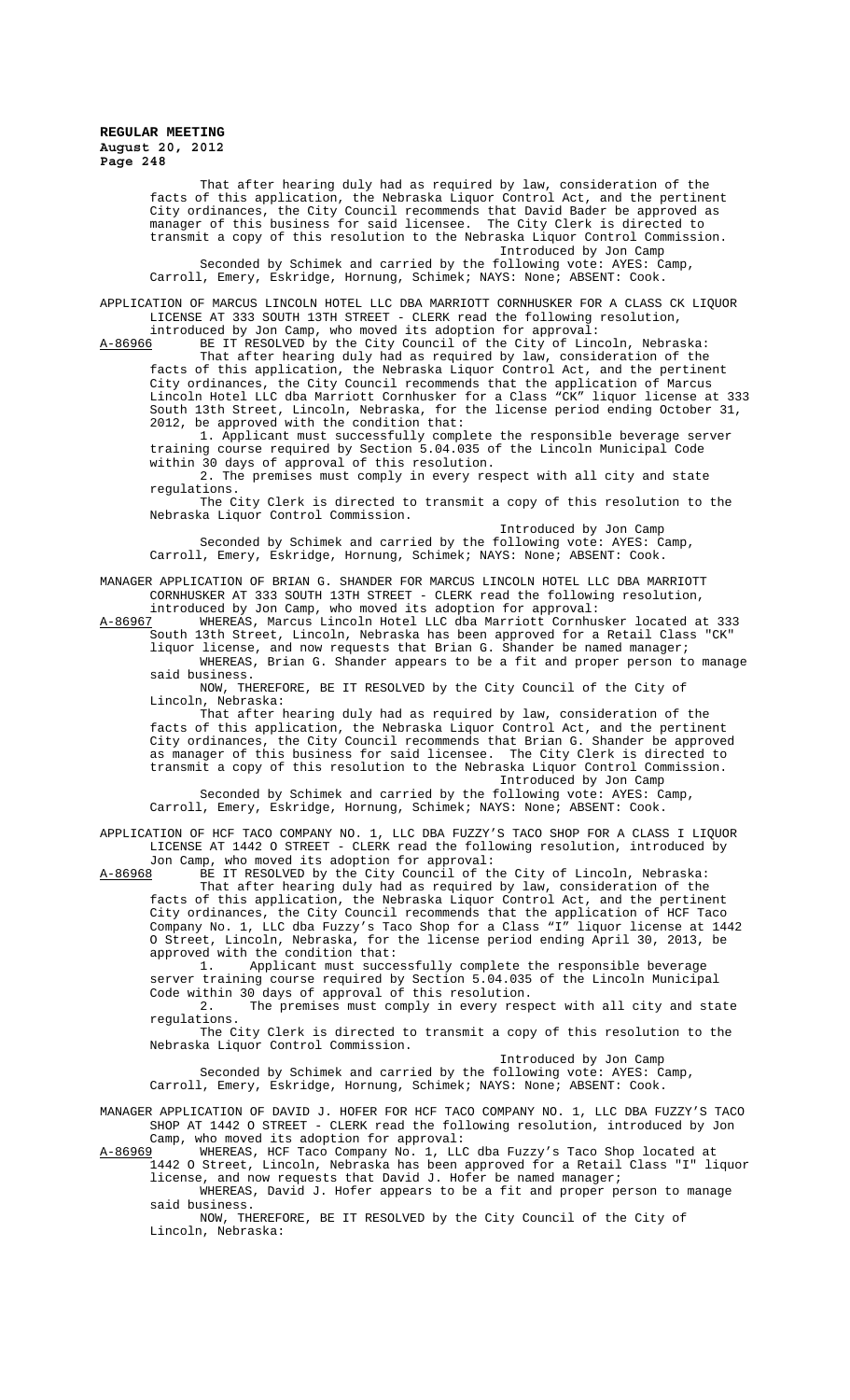That after hearing duly had as required by law, consideration of the facts of this application, the Nebraska Liquor Control Act, and the pertinent City ordinances, the City Council recommends that David Bader be approved as manager of this business for said licensee. The City Clerk is directed to transmit a copy of this resolution to the Nebraska Liquor Control Commission.

Introduced by Jon Camp

Seconded by Schimek and carried by the following vote: AYES: Camp, Carroll, Emery, Eskridge, Hornung, Schimek; NAYS: None; ABSENT: Cook.

APPLICATION OF MARCUS LINCOLN HOTEL LLC DBA MARRIOTT CORNHUSKER FOR A CLASS CK LIQUOR LICENSE AT 333 SOUTH 13TH STREET - CLERK read the following resolution, introduced by Jon Camp, who moved its adoption for approval:

A-86966 BE IT RESOLVED by the City Council of the City of Lincoln, Nebraska:

That after hearing duly had as required by law, consideration of the facts of this application, the Nebraska Liquor Control Act, and the pertinent City ordinances, the City Council recommends that the application of Marcus Lincoln Hotel LLC dba Marriott Cornhusker for a Class "CK" liquor license at 333 South 13th Street, Lincoln, Nebraska, for the license period ending October 31, 2012, be approved with the condition that:

1. Applicant must successfully complete the responsible beverage server training course required by Section 5.04.035 of the Lincoln Municipal Code within 30 days of approval of this resolution.
2. The premises must comply in every respect with all city and state regulations.

The City Clerk is directed to transmit a copy of this resolution to the Nebraska Liquor Control Commission.

Introduced by Jon Camp

Seconded by Schimek and carried by the following vote: AYES: Camp, Carroll, Emery, Eskridge, Hornung, Schimek; NAYS: None; ABSENT: Cook.

MANAGER APPLICATION OF BRIAN G. SHANDER FOR MARCUS LINCOLN HOTEL LLC DBA MARRIOTT CORNHUSKER AT 333 SOUTH 13TH STREET - CLERK read the following resolution, introduced by Jon Camp, who moved its adoption for approval:

A-86967 WHEREAS, Marcus Lincoln Hotel LLC dba Marriott Cornhusker located at 333 South 13th Street, Lincoln, Nebraska has been approved for a Retail Class "CK" liquor license, and now requests that Brian G. Shander be named manager;

WHEREAS, Brian G. Shander appears to be a fit and proper person to manage said business.

NOW, THEREFORE, BE IT RESOLVED by the City Council of the City of Lincoln, Nebraska:

That after hearing duly had as required by law, consideration of the facts of this application, the Nebraska Liquor Control Act, and the pertinent City ordinances, the City Council recommends that Brian G. Shander be approved as manager of this business for said licensee. The City Clerk is directed to transmit a copy of this resolution to the Nebraska Liquor Control Commission.

Introduced by Jon Camp

Seconded by Schimek and carried by the following vote: AYES: Camp, Carroll, Emery, Eskridge, Hornung, Schimek; NAYS: None; ABSENT: Cook.

APPLICATION OF HCF TACO COMPANY NO. 1, LLC DBA FUZZY'S TACO SHOP FOR A CLASS I LIQUOR LICENSE AT 1442 O STREET - CLERK read the following resolution, introduced by Jon Camp, who moved its adoption for approval:

A-86968 BE IT RESOLVED by the City Council of the City of Lincoln, Nebraska:

That after hearing duly had as required by law, consideration of the facts of this application, the Nebraska Liquor Control Act, and the pertinent City ordinances, the City Council recommends that the application of HCF Taco Company No. 1, LLC dba Fuzzy's Taco Shop for a Class "I" liquor license at 1442 O Street, Lincoln, Nebraska, for the license period ending April 30, 2013, be approved with the condition that:

1. Applicant must successfully complete the responsible beverage server training course required by Section 5.04.035 of the Lincoln Municipal Code within 30 days of approval of this resolution.
2. The premises must comply in every respect with all city and state regulations.

The City Clerk is directed to transmit a copy of this resolution to the Nebraska Liquor Control Commission.

Introduced by Jon Camp

Seconded by Schimek and carried by the following vote: AYES: Camp, Carroll, Emery, Eskridge, Hornung, Schimek; NAYS: None; ABSENT: Cook.

MANAGER APPLICATION OF DAVID J. HOFER FOR HCF TACO COMPANY NO. 1, LLC DBA FUZZY'S TACO SHOP AT 1442 O STREET - CLERK read the following resolution, introduced by Jon Camp, who moved its adoption for approval:

A-86969 WHEREAS, HCF Taco Company No. 1, LLC dba Fuzzy's Taco Shop located at 1442 O Street, Lincoln, Nebraska has been approved for a Retail Class "I" liquor license, and now requests that David J. Hofer be named manager;

WHEREAS, David J. Hofer appears to be a fit and proper person to manage said business.

NOW, THEREFORE, BE IT RESOLVED by the City Council of the City of Lincoln, Nebraska: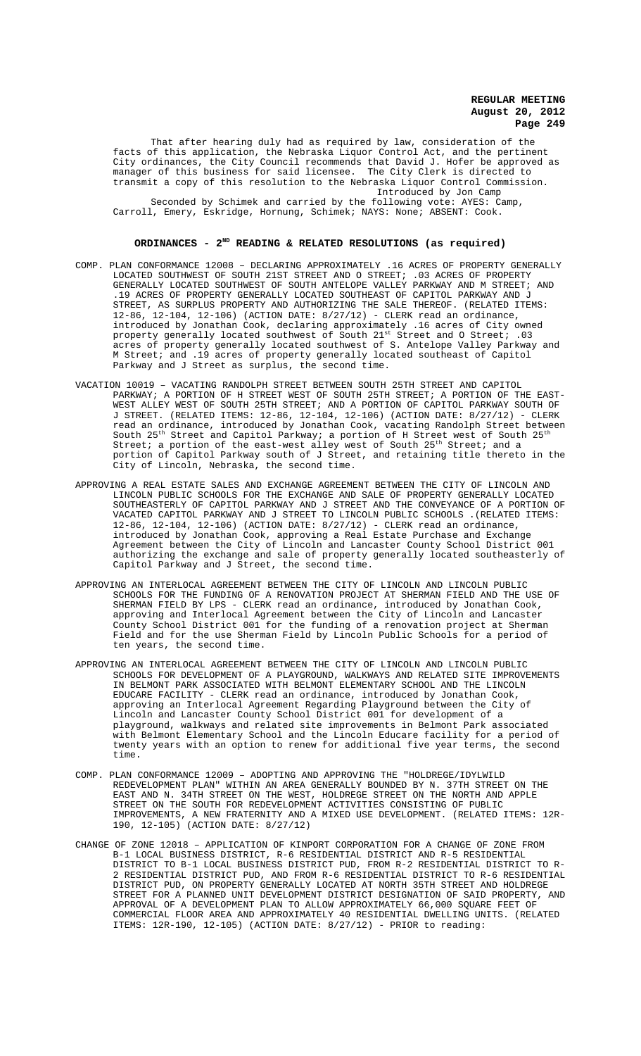That after hearing duly had as required by law, consideration of the facts of this application, the Nebraska Liquor Control Act, and the pertinent City ordinances, the City Council recommends that David J. Hofer be approved as manager of this business for said licensee. The City Clerk is directed to transmit a copy of this resolution to the Nebraska Liquor Control Commission.

Introduced by Jon Camp

Seconded by Schimek and carried by the following vote: AYES: Camp, Carroll, Emery, Eskridge, Hornung, Schimek; NAYS: None; ABSENT: Cook.

## ORDINANCES - 2ND READING & RELATED RESOLUTIONS (as required)

COMP. PLAN CONFORMANCE 12008 – DECLARING APPROXIMATELY .16 ACRES OF PROPERTY GENERALLY LOCATED SOUTHWEST OF SOUTH 21ST STREET AND O STREET; .03 ACRES OF PROPERTY GENERALLY LOCATED SOUTHWEST OF SOUTH ANTELOPE VALLEY PARKWAY AND M STREET; AND .19 ACRES OF PROPERTY GENERALLY LOCATED SOUTHEAST OF CAPITOL PARKWAY AND J STREET, AS SURPLUS PROPERTY AND AUTHORIZING THE SALE THEREOF. (RELATED ITEMS: 12-86, 12-104, 12-106) (ACTION DATE: 8/27/12) - CLERK read an ordinance, introduced by Jonathan Cook, declaring approximately .16 acres of City owned property generally located southwest of South 21st Street and O Street; .03 acres of property generally located southwest of S. Antelope Valley Parkway and M Street; and .19 acres of property generally located southeast of Capitol Parkway and J Street as surplus, the second time.

VACATION 10019 – VACATING RANDOLPH STREET BETWEEN SOUTH 25TH STREET AND CAPITOL PARKWAY; A PORTION OF H STREET WEST OF SOUTH 25TH STREET; A PORTION OF THE EAST-WEST ALLEY WEST OF SOUTH 25TH STREET; AND A PORTION OF CAPITOL PARKWAY SOUTH OF J STREET. (RELATED ITEMS: 12-86, 12-104, 12-106) (ACTION DATE: 8/27/12) - CLERK read an ordinance, introduced by Jonathan Cook, vacating Randolph Street between South 25th Street and Capitol Parkway; a portion of H Street west of South 25th Street; a portion of the east-west alley west of South 25th Street; and a portion of Capitol Parkway south of J Street, and retaining title thereto in the City of Lincoln, Nebraska, the second time.

APPROVING A REAL ESTATE SALES AND EXCHANGE AGREEMENT BETWEEN THE CITY OF LINCOLN AND LINCOLN PUBLIC SCHOOLS FOR THE EXCHANGE AND SALE OF PROPERTY GENERALLY LOCATED SOUTHEASTERLY OF CAPITOL PARKWAY AND J STREET AND THE CONVEYANCE OF A PORTION OF VACATED CAPITOL PARKWAY AND J STREET TO LINCOLN PUBLIC SCHOOLS .(RELATED ITEMS: 12-86, 12-104, 12-106) (ACTION DATE: 8/27/12) - CLERK read an ordinance, introduced by Jonathan Cook, approving a Real Estate Purchase and Exchange Agreement between the City of Lincoln and Lancaster County School District 001 authorizing the exchange and sale of property generally located southeasterly of Capitol Parkway and J Street, the second time.

APPROVING AN INTERLOCAL AGREEMENT BETWEEN THE CITY OF LINCOLN AND LINCOLN PUBLIC SCHOOLS FOR THE FUNDING OF A RENOVATION PROJECT AT SHERMAN FIELD AND THE USE OF SHERMAN FIELD BY LPS - CLERK read an ordinance, introduced by Jonathan Cook, approving and Interlocal Agreement between the City of Lincoln and Lancaster County School District 001 for the funding of a renovation project at Sherman Field and for the use Sherman Field by Lincoln Public Schools for a period of ten years, the second time.

APPROVING AN INTERLOCAL AGREEMENT BETWEEN THE CITY OF LINCOLN AND LINCOLN PUBLIC SCHOOLS FOR DEVELOPMENT OF A PLAYGROUND, WALKWAYS AND RELATED SITE IMPROVEMENTS IN BELMONT PARK ASSOCIATED WITH BELMONT ELEMENTARY SCHOOL AND THE LINCOLN EDUCARE FACILITY - CLERK read an ordinance, introduced by Jonathan Cook, approving an Interlocal Agreement Regarding Playground between the City of Lincoln and Lancaster County School District 001 for development of a playground, walkways and related site improvements in Belmont Park associated with Belmont Elementary School and the Lincoln Educare facility for a period of twenty years with an option to renew for additional five year terms, the second time.

COMP. PLAN CONFORMANCE 12009 – ADOPTING AND APPROVING THE "HOLDREGE/IDYLWILD REDEVELOPMENT PLAN" WITHIN AN AREA GENERALLY BOUNDED BY N. 37TH STREET ON THE EAST AND N. 34TH STREET ON THE WEST, HOLDREGE STREET ON THE NORTH AND APPLE STREET ON THE SOUTH FOR REDEVELOPMENT ACTIVITIES CONSISTING OF PUBLIC IMPROVEMENTS, A NEW FRATERNITY AND A MIXED USE DEVELOPMENT. (RELATED ITEMS: 12R-190, 12-105) (ACTION DATE: 8/27/12)

CHANGE OF ZONE 12018 – APPLICATION OF KINPORT CORPORATION FOR A CHANGE OF ZONE FROM B-1 LOCAL BUSINESS DISTRICT, R-6 RESIDENTIAL DISTRICT AND R-5 RESIDENTIAL DISTRICT TO B-1 LOCAL BUSINESS DISTRICT PUD, FROM R-2 RESIDENTIAL DISTRICT TO R-2 RESIDENTIAL DISTRICT PUD, AND FROM R-6 RESIDENTIAL DISTRICT TO R-6 RESIDENTIAL DISTRICT PUD, ON PROPERTY GENERALLY LOCATED AT NORTH 35TH STREET AND HOLDREGE STREET FOR A PLANNED UNIT DEVELOPMENT DISTRICT DESIGNATION OF SAID PROPERTY, AND APPROVAL OF A DEVELOPMENT PLAN TO ALLOW APPROXIMATELY 66,000 SQUARE FEET OF COMMERCIAL FLOOR AREA AND APPROXIMATELY 40 RESIDENTIAL DWELLING UNITS. (RELATED ITEMS: 12R-190, 12-105) (ACTION DATE: 8/27/12) - PRIOR to reading: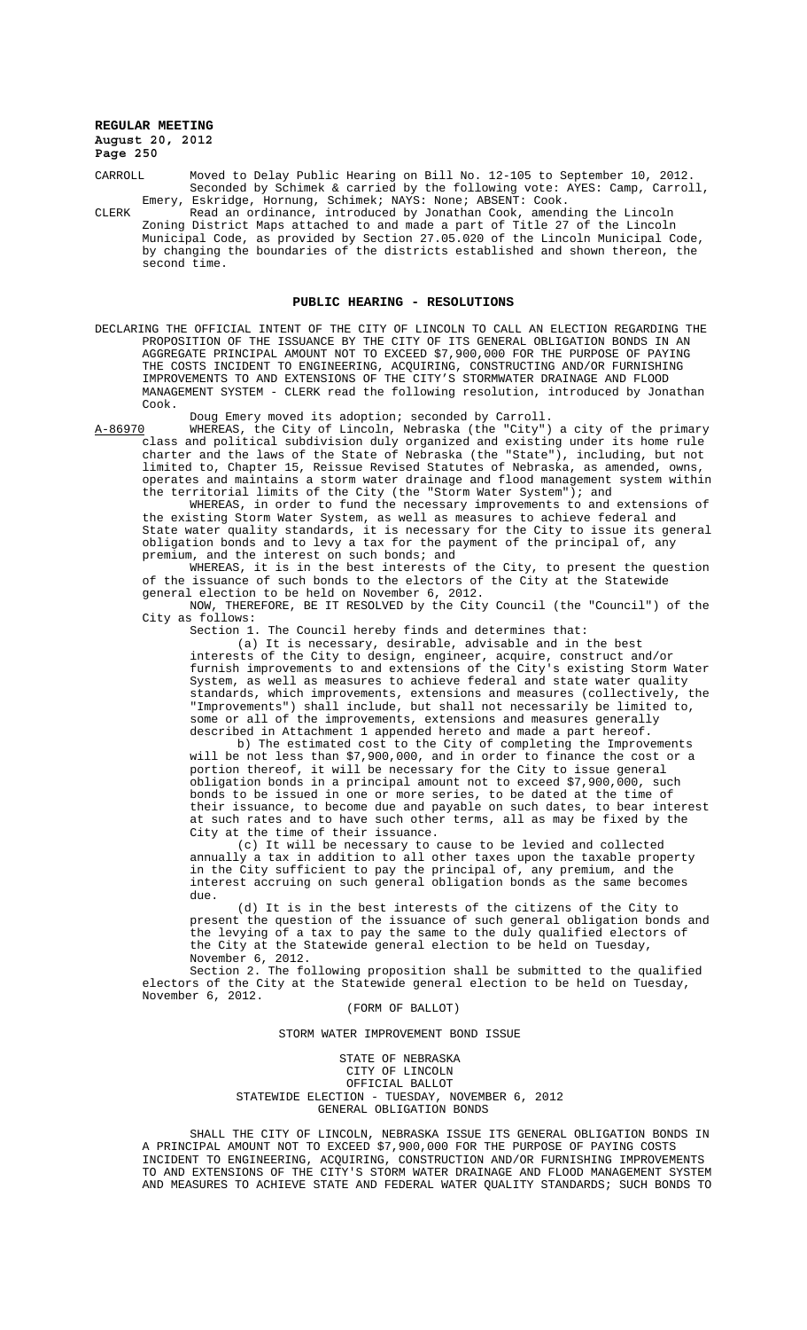CARROLL Moved to Delay Public Hearing on Bill No. 12-105 to September 10, 2012. Seconded by Schimek & carried by the following vote: AYES: Camp, Carroll, Emery, Eskridge, Hornung, Schimek; NAYS: None; ABSENT: Cook.

CLERK Read an ordinance, introduced by Jonathan Cook, amending the Lincoln Zoning District Maps attached to and made a part of Title 27 of the Lincoln Municipal Code, as provided by Section 27.05.020 of the Lincoln Municipal Code, by changing the boundaries of the districts established and shown thereon, the second time.

## PUBLIC HEARING - RESOLUTIONS

DECLARING THE OFFICIAL INTENT OF THE CITY OF LINCOLN TO CALL AN ELECTION REGARDING THE PROPOSITION OF THE ISSUANCE BY THE CITY OF ITS GENERAL OBLIGATION BONDS IN AN AGGREGATE PRINCIPAL AMOUNT NOT TO EXCEED $7,900,000 FOR THE PURPOSE OF PAYING THE COSTS INCIDENT TO ENGINEERING, ACQUIRING, CONSTRUCTING AND/OR FURNISHING IMPROVEMENTS TO AND EXTENSIONS OF THE CITY'S STORMWATER DRAINAGE AND FLOOD MANAGEMENT SYSTEM - CLERK read the following resolution, introduced by Jonathan Cook.

Doug Emery moved its adoption; seconded by Carroll.

A-86970 WHEREAS, the City of Lincoln, Nebraska (the "City") a city of the primary class and political subdivision duly organized and existing under its home rule charter and the laws of the State of Nebraska (the "State"), including, but not limited to, Chapter 15, Reissue Revised Statutes of Nebraska, as amended, owns, operates and maintains a storm water drainage and flood management system within the territorial limits of the City (the "Storm Water System"); and

WHEREAS, in order to fund the necessary improvements to and extensions of the existing Storm Water System, as well as measures to achieve federal and State water quality standards, it is necessary for the City to issue its general obligation bonds and to levy a tax for the payment of the principal of, any premium, and the interest on such bonds; and

WHEREAS, it is in the best interests of the City, to present the question of the issuance of such bonds to the electors of the City at the Statewide general election to be held on November 6, 2012.

NOW, THEREFORE, BE IT RESOLVED by the City Council (the "Council") of the City as follows:

Section 1. The Council hereby finds and determines that:

(a) It is necessary, desirable, advisable and in the best interests of the City to design, engineer, acquire, construct and/or furnish improvements to and extensions of the City's existing Storm Water System, as well as measures to achieve federal and state water quality standards, which improvements, extensions and measures (collectively, the "Improvements") shall include, but shall not necessarily be limited to, some or all of the improvements, extensions and measures generally described in Attachment 1 appended hereto and made a part hereof.

b) The estimated cost to the City of completing the Improvements will be not less than $7,900,000, and in order to finance the cost or a portion thereof, it will be necessary for the City to issue general obligation bonds in a principal amount not to exceed $7,900,000, such bonds to be issued in one or more series, to be dated at the time of their issuance, to become due and payable on such dates, to bear interest at such rates and to have such other terms, all as may be fixed by the City at the time of their issuance.

(c) It will be necessary to cause to be levied and collected annually a tax in addition to all other taxes upon the taxable property in the City sufficient to pay the principal of, any premium, and the interest accruing on such general obligation bonds as the same becomes due.

(d) It is in the best interests of the citizens of the City to present the question of the issuance of such general obligation bonds and the levying of a tax to pay the same to the duly qualified electors of the City at the Statewide general election to be held on Tuesday, November 6, 2012.

Section 2. The following proposition shall be submitted to the qualified electors of the City at the Statewide general election to be held on Tuesday, November 6, 2012.

(FORM OF BALLOT)

STORM WATER IMPROVEMENT BOND ISSUE

STATE OF NEBRASKA
CITY OF LINCOLN
OFFICIAL BALLOT
STATEWIDE ELECTION - TUESDAY, NOVEMBER 6, 2012
GENERAL OBLIGATION BONDS

SHALL THE CITY OF LINCOLN, NEBRASKA ISSUE ITS GENERAL OBLIGATION BONDS IN A PRINCIPAL AMOUNT NOT TO EXCEED $7,900,000 FOR THE PURPOSE OF PAYING COSTS INCIDENT TO ENGINEERING, ACQUIRING, CONSTRUCTION AND/OR FURNISHING IMPROVEMENTS TO AND EXTENSIONS OF THE CITY'S STORM WATER DRAINAGE AND FLOOD MANAGEMENT SYSTEM AND MEASURES TO ACHIEVE STATE AND FEDERAL WATER QUALITY STANDARDS; SUCH BONDS TO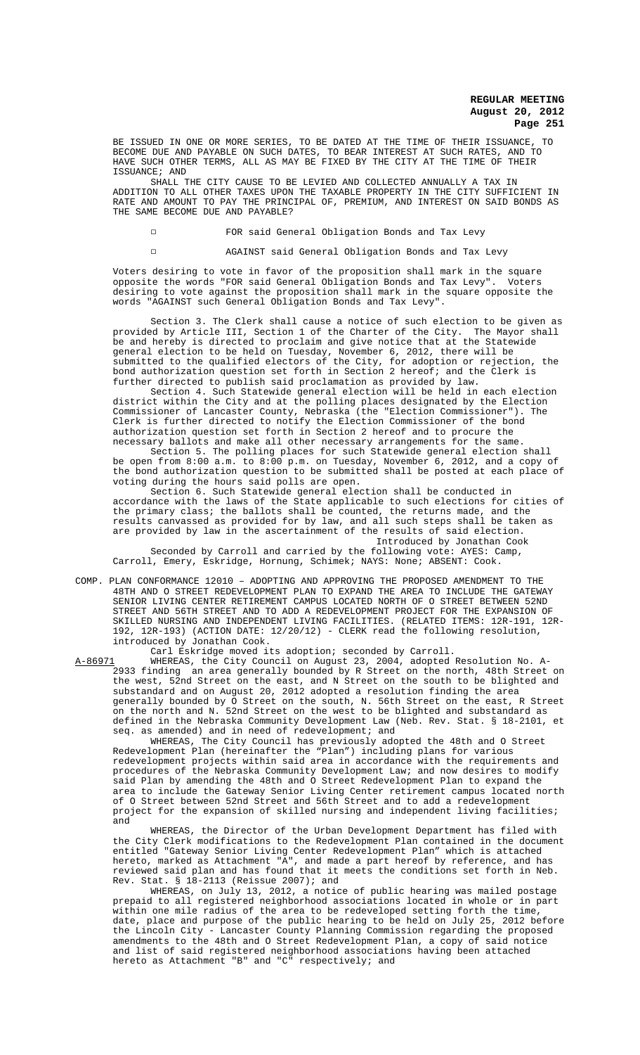BE ISSUED IN ONE OR MORE SERIES, TO BE DATED AT THE TIME OF THEIR ISSUANCE, TO BECOME DUE AND PAYABLE ON SUCH DATES, TO BEAR INTEREST AT SUCH RATES, AND TO HAVE SUCH OTHER TERMS, ALL AS MAY BE FIXED BY THE CITY AT THE TIME OF THEIR ISSUANCE; AND

SHALL THE CITY CAUSE TO BE LEVIED AND COLLECTED ANNUALLY A TAX IN ADDITION TO ALL OTHER TAXES UPON THE TAXABLE PROPERTY IN THE CITY SUFFICIENT IN RATE AND AMOUNT TO PAY THE PRINCIPAL OF, PREMIUM, AND INTEREST ON SAID BONDS AS THE SAME BECOME DUE AND PAYABLE?

□ FOR said General Obligation Bonds and Tax Levy

□ AGAINST said General Obligation Bonds and Tax Levy

Voters desiring to vote in favor of the proposition shall mark in the square opposite the words "FOR said General Obligation Bonds and Tax Levy". Voters desiring to vote against the proposition shall mark in the square opposite the words "AGAINST such General Obligation Bonds and Tax Levy".

Section 3. The Clerk shall cause a notice of such election to be given as provided by Article III, Section 1 of the Charter of the City. The Mayor shall be and hereby is directed to proclaim and give notice that at the Statewide general election to be held on Tuesday, November 6, 2012, there will be submitted to the qualified electors of the City, for adoption or rejection, the bond authorization question set forth in Section 2 hereof; and the Clerk is further directed to publish said proclamation as provided by law.

Section 4. Such Statewide general election will be held in each election district within the City and at the polling places designated by the Election Commissioner of Lancaster County, Nebraska (the "Election Commissioner"). The Clerk is further directed to notify the Election Commissioner of the bond authorization question set forth in Section 2 hereof and to procure the necessary ballots and make all other necessary arrangements for the same.

Section 5. The polling places for such Statewide general election shall be open from 8:00 a.m. to 8:00 p.m. on Tuesday, November 6, 2012, and a copy of the bond authorization question to be submitted shall be posted at each place of voting during the hours said polls are open.

Section 6. Such Statewide general election shall be conducted in accordance with the laws of the State applicable to such elections for cities of the primary class; the ballots shall be counted, the returns made, and the results canvassed as provided for by law, and all such steps shall be taken as are provided by law in the ascertainment of the results of said election.

Introduced by Jonathan Cook

Seconded by Carroll and carried by the following vote: AYES: Camp, Carroll, Emery, Eskridge, Hornung, Schimek; NAYS: None; ABSENT: Cook.

COMP. PLAN CONFORMANCE 12010 – ADOPTING AND APPROVING THE PROPOSED AMENDMENT TO THE 48TH AND O STREET REDEVELOPMENT PLAN TO EXPAND THE AREA TO INCLUDE THE GATEWAY SENIOR LIVING CENTER RETIREMENT CAMPUS LOCATED NORTH OF O STREET BETWEEN 52ND STREET AND 56TH STREET AND TO ADD A REDEVELOPMENT PROJECT FOR THE EXPANSION OF SKILLED NURSING AND INDEPENDENT LIVING FACILITIES. (RELATED ITEMS: 12R-191, 12R-192, 12R-193) (ACTION DATE: 12/20/12) - CLERK read the following resolution, introduced by Jonathan Cook.

Carl Eskridge moved its adoption; seconded by Carroll.

A-86971 WHEREAS, the City Council on August 23, 2004, adopted Resolution No. A-2933 finding an area generally bounded by R Street on the north, 48th Street on the west, 52nd Street on the east, and N Street on the south to be blighted and substandard and on August 20, 2012 adopted a resolution finding the area generally bounded by O Street on the south, N. 56th Street on the east, R Street on the north and N. 52nd Street on the west to be blighted and substandard as defined in the Nebraska Community Development Law (Neb. Rev. Stat. § 18-2101, et seq. as amended) and in need of redevelopment; and

WHEREAS, The City Council has previously adopted the 48th and O Street Redevelopment Plan (hereinafter the "Plan") including plans for various redevelopment projects within said area in accordance with the requirements and procedures of the Nebraska Community Development Law; and now desires to modify said Plan by amending the 48th and O Street Redevelopment Plan to expand the area to include the Gateway Senior Living Center retirement campus located north of O Street between 52nd Street and 56th Street and to add a redevelopment project for the expansion of skilled nursing and independent living facilities; and

WHEREAS, the Director of the Urban Development Department has filed with the City Clerk modifications to the Redevelopment Plan contained in the document entitled "Gateway Senior Living Center Redevelopment Plan" which is attached hereto, marked as Attachment "A", and made a part hereof by reference, and has reviewed said plan and has found that it meets the conditions set forth in Neb. Rev. Stat. § 18-2113 (Reissue 2007); and

WHEREAS, on July 13, 2012, a notice of public hearing was mailed postage prepaid to all registered neighborhood associations located in whole or in part within one mile radius of the area to be redeveloped setting forth the time, date, place and purpose of the public hearing to be held on July 25, 2012 before the Lincoln City - Lancaster County Planning Commission regarding the proposed amendments to the 48th and O Street Redevelopment Plan, a copy of said notice and list of said registered neighborhood associations having been attached hereto as Attachment "B" and "C" respectively; and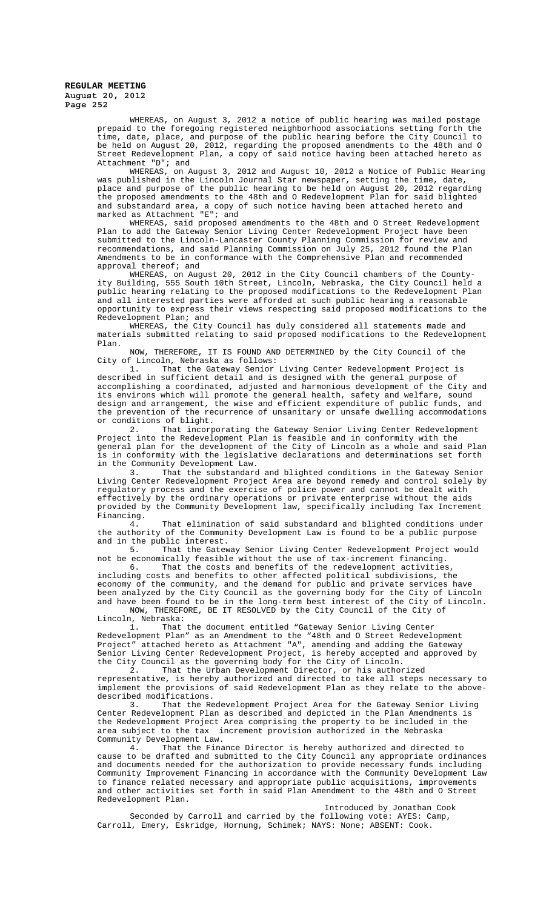WHEREAS, on August 3, 2012 a notice of public hearing was mailed postage prepaid to the foregoing registered neighborhood associations setting forth the time, date, place, and purpose of the public hearing before the City Council to be held on August 20, 2012, regarding the proposed amendments to the 48th and O Street Redevelopment Plan, a copy of said notice having been attached hereto as Attachment "D"; and

WHEREAS, on August 3, 2012 and August 10, 2012 a Notice of Public Hearing was published in the Lincoln Journal Star newspaper, setting the time, date, place and purpose of the public hearing to be held on August 20, 2012 regarding the proposed amendments to the 48th and O Redevelopment Plan for said blighted and substandard area, a copy of such notice having been attached hereto and marked as Attachment "E"; and

WHEREAS, said proposed amendments to the 48th and O Street Redevelopment Plan to add the Gateway Senior Living Center Redevelopment Project have been submitted to the Lincoln-Lancaster County Planning Commission for review and recommendations, and said Planning Commission on July 25, 2012 found the Plan Amendments to be in conformance with the Comprehensive Plan and recommended approval thereof; and

WHEREAS, on August 20, 2012 in the City Council chambers of the County-City Building, 555 South 10th Street, Lincoln, Nebraska, the City Council held a public hearing relating to the proposed modifications to the Redevelopment Plan and all interested parties were afforded at such public hearing a reasonable opportunity to express their views respecting said proposed modifications to the Redevelopment Plan; and

WHEREAS, the City Council has duly considered all statements made and materials submitted relating to said proposed modifications to the Redevelopment Plan.

NOW, THEREFORE, IT IS FOUND AND DETERMINED by the City Council of the City of Lincoln, Nebraska as follows:

1. That the Gateway Senior Living Center Redevelopment Project is described in sufficient detail and is designed with the general purpose of accomplishing a coordinated, adjusted and harmonious development of the City and its environs which will promote the general health, safety and welfare, sound design and arrangement, the wise and efficient expenditure of public funds, and the prevention of the recurrence of unsanitary or unsafe dwelling accommodations or conditions of blight.

2. That incorporating the Gateway Senior Living Center Redevelopment Project into the Redevelopment Plan is feasible and in conformity with the general plan for the development of the City of Lincoln as a whole and said Plan is in conformity with the legislative declarations and determinations set forth in the Community Development Law.

3. That the substandard and blighted conditions in the Gateway Senior Living Center Redevelopment Project Area are beyond remedy and control solely by regulatory process and the exercise of police power and cannot be dealt with effectively by the ordinary operations or private enterprise without the aids provided by the Community Development law, specifically including Tax Increment Financing.

4. That elimination of said substandard and blighted conditions under the authority of the Community Development Law is found to be a public purpose and in the public interest.

5. That the Gateway Senior Living Center Redevelopment Project would not be economically feasible without the use of tax-increment financing.

6. That the costs and benefits of the redevelopment activities, including costs and benefits to other affected political subdivisions, the economy of the community, and the demand for public and private services have been analyzed by the City Council as the governing body for the City of Lincoln and have been found to be in the long-term best interest of the City of Lincoln.

NOW, THEREFORE, BE IT RESOLVED by the City Council of the City of Lincoln, Nebraska:

1. That the document entitled "Gateway Senior Living Center Redevelopment Plan" as an Amendment to the "48th and O Street Redevelopment Project" attached hereto as Attachment "A", amending and adding the Gateway Senior Living Center Redevelopment Project, is hereby accepted and approved by the City Council as the governing body for the City of Lincoln.

2. That the Urban Development Director, or his authorized representative, is hereby authorized and directed to take all steps necessary to implement the provisions of said Redevelopment Plan as they relate to the above-described modifications.

3. That the Redevelopment Project Area for the Gateway Senior Living Center Redevelopment Plan as described and depicted in the Plan Amendments is the Redevelopment Project Area comprising the property to be included in the area subject to the tax increment provision authorized in the Nebraska Community Development Law.

4. That the Finance Director is hereby authorized and directed to cause to be drafted and submitted to the City Council any appropriate ordinances and documents needed for the authorization to provide necessary funds including Community Improvement Financing in accordance with the Community Development Law to finance related necessary and appropriate public acquisitions, improvements and other activities set forth in said Plan Amendment to the 48th and O Street Redevelopment Plan.

Introduced by Jonathan Cook

Seconded by Carroll and carried by the following vote: AYES: Camp, Carroll, Emery, Eskridge, Hornung, Schimek; NAYS: None; ABSENT: Cook.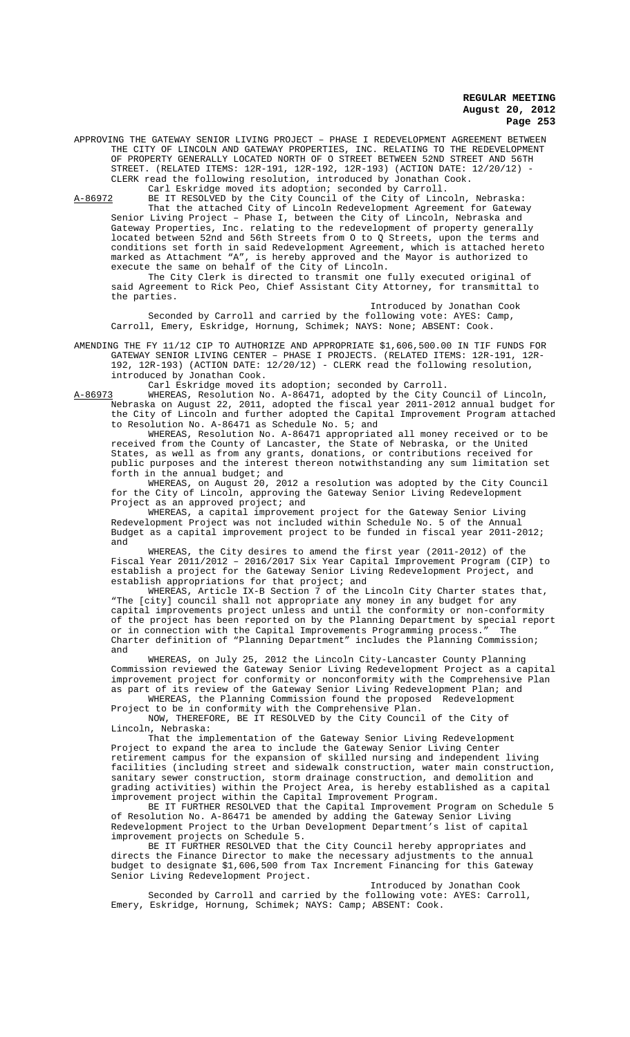APPROVING THE GATEWAY SENIOR LIVING PROJECT – PHASE I REDEVELOPMENT AGREEMENT BETWEEN THE CITY OF LINCOLN AND GATEWAY PROPERTIES, INC. RELATING TO THE REDEVELOPMENT OF PROPERTY GENERALLY LOCATED NORTH OF O STREET BETWEEN 52ND STREET AND 56TH STREET. (RELATED ITEMS: 12R-191, 12R-192, 12R-193) (ACTION DATE: 12/20/12) - CLERK read the following resolution, introduced by Jonathan Cook.

Carl Eskridge moved its adoption; seconded by Carroll.

A-86972 BE IT RESOLVED by the City Council of the City of Lincoln, Nebraska:

That the attached City of Lincoln Redevelopment Agreement for Gateway Senior Living Project – Phase I, between the City of Lincoln, Nebraska and Gateway Properties, Inc. relating to the redevelopment of property generally located between 52nd and 56th Streets from O to Q Streets, upon the terms and conditions set forth in said Redevelopment Agreement, which is attached hereto marked as Attachment "A", is hereby approved and the Mayor is authorized to execute the same on behalf of the City of Lincoln.

The City Clerk is directed to transmit one fully executed original of said Agreement to Rick Peo, Chief Assistant City Attorney, for transmittal to the parties.

Introduced by Jonathan Cook

Seconded by Carroll and carried by the following vote: AYES: Camp, Carroll, Emery, Eskridge, Hornung, Schimek; NAYS: None; ABSENT: Cook.

AMENDING THE FY 11/12 CIP TO AUTHORIZE AND APPROPRIATE $1,606,500.00 IN TIF FUNDS FOR GATEWAY SENIOR LIVING CENTER – PHASE I PROJECTS. (RELATED ITEMS: 12R-191, 12R-192, 12R-193) (ACTION DATE: 12/20/12) - CLERK read the following resolution, introduced by Jonathan Cook.

Carl Eskridge moved its adoption; seconded by Carroll.

A-86973 WHEREAS, Resolution No. A-86471, adopted by the City Council of Lincoln, Nebraska on August 22, 2011, adopted the fiscal year 2011-2012 annual budget for the City of Lincoln and further adopted the Capital Improvement Program attached to Resolution No. A-86471 as Schedule No. 5; and

WHEREAS, Resolution No. A-86471 appropriated all money received or to be received from the County of Lancaster, the State of Nebraska, or the United States, as well as from any grants, donations, or contributions received for public purposes and the interest thereon notwithstanding any sum limitation set forth in the annual budget; and

WHEREAS, on August 20, 2012 a resolution was adopted by the City Council for the City of Lincoln, approving the Gateway Senior Living Redevelopment Project as an approved project; and

WHEREAS, a capital improvement project for the Gateway Senior Living Redevelopment Project was not included within Schedule No. 5 of the Annual Budget as a capital improvement project to be funded in fiscal year 2011-2012; and

WHEREAS, the City desires to amend the first year (2011-2012) of the Fiscal Year 2011/2012 – 2016/2017 Six Year Capital Improvement Program (CIP) to establish a project for the Gateway Senior Living Redevelopment Project, and establish appropriations for that project; and

WHEREAS, Article IX-B Section 7 of the Lincoln City Charter states that, "The [city] council shall not appropriate any money in any budget for any capital improvements project unless and until the conformity or non-conformity of the project has been reported on by the Planning Department by special report or in connection with the Capital Improvements Programming process." The Charter definition of "Planning Department" includes the Planning Commission; and

WHEREAS, on July 25, 2012 the Lincoln City-Lancaster County Planning Commission reviewed the Gateway Senior Living Redevelopment Project as a capital improvement project for conformity or nonconformity with the Comprehensive Plan as part of its review of the Gateway Senior Living Redevelopment Plan; and

WHEREAS, the Planning Commission found the proposed Redevelopment Project to be in conformity with the Comprehensive Plan.

NOW, THEREFORE, BE IT RESOLVED by the City Council of the City of Lincoln, Nebraska:

That the implementation of the Gateway Senior Living Redevelopment Project to expand the area to include the Gateway Senior Living Center retirement campus for the expansion of skilled nursing and independent living facilities (including street and sidewalk construction, water main construction, sanitary sewer construction, storm drainage construction, and demolition and grading activities) within the Project Area, is hereby established as a capital improvement project within the Capital Improvement Program.

BE IT FURTHER RESOLVED that the Capital Improvement Program on Schedule 5 of Resolution No. A-86471 be amended by adding the Gateway Senior Living Redevelopment Project to the Urban Development Department's list of capital improvement projects on Schedule 5.

BE IT FURTHER RESOLVED that the City Council hereby appropriates and directs the Finance Director to make the necessary adjustments to the annual budget to designate $1,606,500 from Tax Increment Financing for this Gateway Senior Living Redevelopment Project.

Introduced by Jonathan Cook

Seconded by Carroll and carried by the following vote: AYES: Carroll, Emery, Eskridge, Hornung, Schimek; NAYS: Camp; ABSENT: Cook.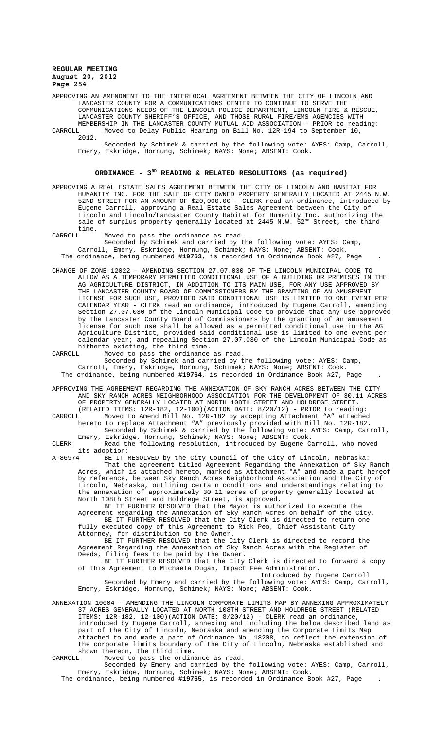APPROVING AN AMENDMENT TO THE INTERLOCAL AGREEMENT BETWEEN THE CITY OF LINCOLN AND LANCASTER COUNTY FOR A COMMUNICATIONS CENTER TO CONTINUE TO SERVE THE COMMUNICATIONS NEEDS OF THE LINCOLN POLICE DEPARTMENT, LINCOLN FIRE & RESCUE, LANCASTER COUNTY SHERIFF'S OFFICE, AND THOSE RURAL FIRE/EMS AGENCIES WITH MEMBERSHIP IN THE LANCASTER COUNTY MUTUAL AID ASSOCIATION - PRIOR to reading:

CARROLL Moved to Delay Public Hearing on Bill No. 12R-194 to September 10, 2012.

Seconded by Schimek & carried by the following vote: AYES: Camp, Carroll, Emery, Eskridge, Hornung, Schimek; NAYS: None; ABSENT: Cook.

## ORDINANCE - 3RD READING & RELATED RESOLUTIONS (as required)

APPROVING A REAL ESTATE SALES AGREEMENT BETWEEN THE CITY OF LINCOLN AND HABITAT FOR HUMANITY INC. FOR THE SALE OF CITY OWNED PROPERTY GENERALLY LOCATED AT 2445 N.W. 52ND STREET FOR AN AMOUNT OF $20,000.00 - CLERK read an ordinance, introduced by Eugene Carroll, approving a Real Estate Sales Agreement between the City of Lincoln and Lincoln/Lancaster County Habitat for Humanity Inc. authorizing the sale of surplus property generally located at 2445 N.W. 52nd Street, the third time.

CARROLL Moved to pass the ordinance as read.

Seconded by Schimek and carried by the following vote: AYES: Camp, Carroll, Emery, Eskridge, Hornung, Schimek; NAYS: None; ABSENT: Cook.

The ordinance, being numbered **#19763**, is recorded in Ordinance Book #27, Page .

CHANGE OF ZONE 12022 - AMENDING SECTION 27.07.030 OF THE LINCOLN MUNICIPAL CODE TO ALLOW AS A TEMPORARY PERMITTED CONDITIONAL USE OF A BUILDING OR PREMISES IN THE AG AGRICULTURE DISTRICT, IN ADDITION TO ITS MAIN USE, FOR ANY USE APPROVED BY THE LANCASTER COUNTY BOARD OF COMMISSIONERS BY THE GRANTING OF AN AMUSEMENT LICENSE FOR SUCH USE, PROVIDED SAID CONDITIONAL USE IS LIMITED TO ONE EVENT PER CALENDAR YEAR - CLERK read an ordinance, introduced by Eugene Carroll, amending Section 27.07.030 of the Lincoln Municipal Code to provide that any use approved by the Lancaster County Board of Commissioners by the granting of an amusement license for such use shall be allowed as a permitted conditional use in the AG Agriculture District, provided said conditional use is limited to one event per calendar year; and repealing Section 27.07.030 of the Lincoln Municipal Code as hitherto existing, the third time.

CARROLL Moved to pass the ordinance as read.

Seconded by Schimek and carried by the following vote: AYES: Camp, Carroll, Emery, Eskridge, Hornung, Schimek; NAYS: None; ABSENT: Cook.

The ordinance, being numbered **#19764**, is recorded in Ordinance Book #27, Page .

APPROVING THE AGREEMENT REGARDING THE ANNEXATION OF SKY RANCH ACRES BETWEEN THE CITY AND SKY RANCH ACRES NEIGHBORHOOD ASSOCIATION FOR THE DEVELOPMENT OF 30.11 ACRES OF PROPERTY GENERALLY LOCATED AT NORTH 108TH STREET AND HOLDREGE STREET. (RELATED ITEMS: 12R-182, 12-100)(ACTION DATE: 8/20/12) - PRIOR to reading:

CARROLL Moved to Amend Bill No. 12R-182 by accepting Attachment "A" attached hereto to replace Attachment "A" previously provided with Bill No. 12R-182.

Seconded by Schimek & carried by the following vote: AYES: Camp, Carroll, Emery, Eskridge, Hornung, Schimek; NAYS: None; ABSENT: Cook.

CLERK Read the following resolution, introduced by Eugene Carroll, who moved its adoption:

A-86974 BE IT RESOLVED by the City Council of the City of Lincoln, Nebraska:

That the agreement titled Agreement Regarding the Annexation of Sky Ranch Acres, which is attached hereto, marked as Attachment "A" and made a part hereof by reference, between Sky Ranch Acres Neighborhood Association and the City of Lincoln, Nebraska, outlining certain conditions and understandings relating to the annexation of approximately 30.11 acres of property generally located at North 108th Street and Holdrege Street, is approved.

BE IT FURTHER RESOLVED that the Mayor is authorized to execute the Agreement Regarding the Annexation of Sky Ranch Acres on behalf of the City.

BE IT FURTHER RESOLVED that the City Clerk is directed to return one fully executed copy of this Agreement to Rick Peo, Chief Assistant City Attorney, for distribution to the Owner.

BE IT FURTHER RESOLVED that the City Clerk is directed to record the Agreement Regarding the Annexation of Sky Ranch Acres with the Register of Deeds, filing fees to be paid by the Owner.

BE IT FURTHER RESOLVED that the City Clerk is directed to forward a copy of this Agreement to Michaela Dugan, Impact Fee Administrator.

Introduced by Eugene Carroll

Seconded by Emery and carried by the following vote: AYES: Camp, Carroll, Emery, Eskridge, Hornung, Schimek; NAYS: None; ABSENT: Cook.

ANNEXATION 10004 - AMENDING THE LINCOLN CORPORATE LIMITS MAP BY ANNEXING APPROXIMATELY 37 ACRES GENERALLY LOCATED AT NORTH 108TH STREET AND HOLDREGE STREET (RELATED ITEMS: 12R-182, 12-100)(ACTION DATE: 8/20/12) - CLERK read an ordinance, introduced by Eugene Carroll, annexing and including the below described land as part of the City of Lincoln, Nebraska and amending the Corporate Limits Map attached to and made a part of Ordinance No. 18208, to reflect the extension of the corporate limits boundary of the City of Lincoln, Nebraska established and shown thereon, the third time.

CARROLL Moved to pass the ordinance as read.

Seconded by Emery and carried by the following vote: AYES: Camp, Carroll, Emery, Eskridge, Hornung, Schimek; NAYS: None; ABSENT: Cook.

The ordinance, being numbered **#19765**, is recorded in Ordinance Book #27, Page .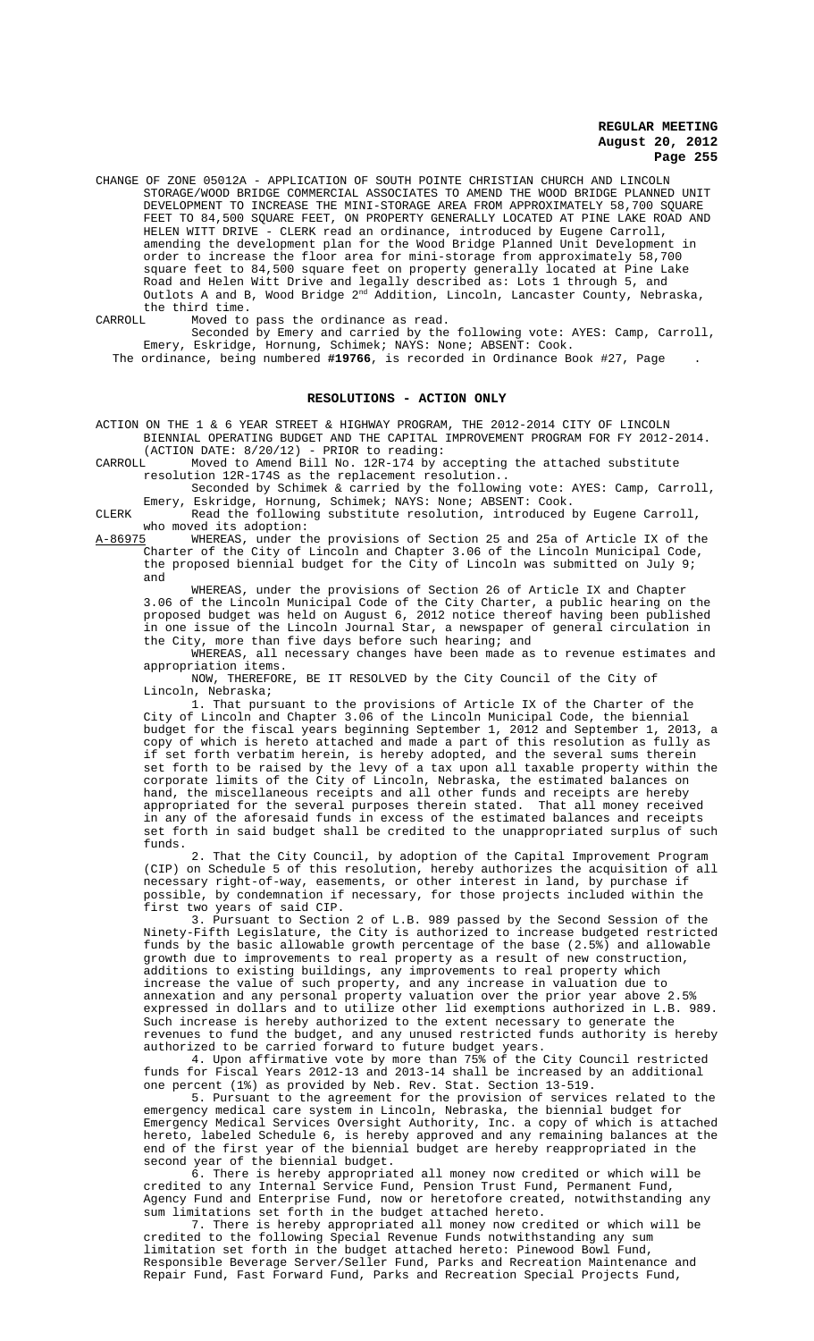CHANGE OF ZONE 05012A - APPLICATION OF SOUTH POINTE CHRISTIAN CHURCH AND LINCOLN STORAGE/WOOD BRIDGE COMMERCIAL ASSOCIATES TO AMEND THE WOOD BRIDGE PLANNED UNIT DEVELOPMENT TO INCREASE THE MINI-STORAGE AREA FROM APPROXIMATELY 58,700 SQUARE FEET TO 84,500 SQUARE FEET, ON PROPERTY GENERALLY LOCATED AT PINE LAKE ROAD AND HELEN WITT DRIVE - CLERK read an ordinance, introduced by Eugene Carroll, amending the development plan for the Wood Bridge Planned Unit Development in order to increase the floor area for mini-storage from approximately 58,700 square feet to 84,500 square feet on property generally located at Pine Lake Road and Helen Witt Drive and legally described as: Lots 1 through 5, and Outlots A and B, Wood Bridge 2nd Addition, Lincoln, Lancaster County, Nebraska, the third time.

CARROLL Moved to pass the ordinance as read.

Seconded by Emery and carried by the following vote: AYES: Camp, Carroll, Emery, Eskridge, Hornung, Schimek; NAYS: None; ABSENT: Cook.

The ordinance, being numbered **#19766**, is recorded in Ordinance Book #27, Page .

## RESOLUTIONS - ACTION ONLY

ACTION ON THE 1 & 6 YEAR STREET & HIGHWAY PROGRAM, THE 2012-2014 CITY OF LINCOLN BIENNIAL OPERATING BUDGET AND THE CAPITAL IMPROVEMENT PROGRAM FOR FY 2012-2014. (ACTION DATE: 8/20/12) - PRIOR to reading:

CARROLL Moved to Amend Bill No. 12R-174 by accepting the attached substitute resolution 12R-174S as the replacement resolution..

Seconded by Schimek & carried by the following vote: AYES: Camp, Carroll, Emery, Eskridge, Hornung, Schimek; NAYS: None; ABSENT: Cook.

CLERK Read the following substitute resolution, introduced by Eugene Carroll, who moved its adoption:

A-86975 WHEREAS, under the provisions of Section 25 and 25a of Article IX of the Charter of the City of Lincoln and Chapter 3.06 of the Lincoln Municipal Code, the proposed biennial budget for the City of Lincoln was submitted on July 9; and

WHEREAS, under the provisions of Section 26 of Article IX and Chapter 3.06 of the Lincoln Municipal Code of the City Charter, a public hearing on the proposed budget was held on August 6, 2012 notice thereof having been published in one issue of the Lincoln Journal Star, a newspaper of general circulation in the City, more than five days before such hearing; and

WHEREAS, all necessary changes have been made as to revenue estimates and appropriation items.

NOW, THEREFORE, BE IT RESOLVED by the City Council of the City of Lincoln, Nebraska;

1. That pursuant to the provisions of Article IX of the Charter of the City of Lincoln and Chapter 3.06 of the Lincoln Municipal Code, the biennial budget for the fiscal years beginning September 1, 2012 and September 1, 2013, a copy of which is hereto attached and made a part of this resolution as fully as if set forth verbatim herein, is hereby adopted, and the several sums therein set forth to be raised by the levy of a tax upon all taxable property within the corporate limits of the City of Lincoln, Nebraska, the estimated balances on hand, the miscellaneous receipts and all other funds and receipts are hereby appropriated for the several purposes therein stated. That all money received in any of the aforesaid funds in excess of the estimated balances and receipts set forth in said budget shall be credited to the unappropriated surplus of such funds.

2. That the City Council, by adoption of the Capital Improvement Program (CIP) on Schedule 5 of this resolution, hereby authorizes the acquisition of all necessary right-of-way, easements, or other interest in land, by purchase if possible, by condemnation if necessary, for those projects included within the first two years of said CIP.

3. Pursuant to Section 2 of L.B. 989 passed by the Second Session of the Ninety-Fifth Legislature, the City is authorized to increase budgeted restricted funds by the basic allowable growth percentage of the base (2.5%) and allowable growth due to improvements to real property as a result of new construction, additions to existing buildings, any improvements to real property which increase the value of such property, and any increase in valuation due to annexation and any personal property valuation over the prior year above 2.5% expressed in dollars and to utilize other lid exemptions authorized in L.B. 989. Such increase is hereby authorized to the extent necessary to generate the revenues to fund the budget, and any unused restricted funds authority is hereby authorized to be carried forward to future budget years.

4. Upon affirmative vote by more than 75% of the City Council restricted funds for Fiscal Years 2012-13 and 2013-14 shall be increased by an additional one percent (1%) as provided by Neb. Rev. Stat. Section 13-519.

5. Pursuant to the agreement for the provision of services related to the emergency medical care system in Lincoln, Nebraska, the biennial budget for Emergency Medical Services Oversight Authority, Inc. a copy of which is attached hereto, labeled Schedule 6, is hereby approved and any remaining balances at the end of the first year of the biennial budget are hereby reappropriated in the second year of the biennial budget.

6. There is hereby appropriated all money now credited or which will be credited to any Internal Service Fund, Pension Trust Fund, Permanent Fund, Agency Fund and Enterprise Fund, now or heretofore created, notwithstanding any sum limitations set forth in the budget attached hereto.

7. There is hereby appropriated all money now credited or which will be credited to the following Special Revenue Funds notwithstanding any sum limitation set forth in the budget attached hereto: Pinewood Bowl Fund, Responsible Beverage Server/Seller Fund, Parks and Recreation Maintenance and Repair Fund, Fast Forward Fund, Parks and Recreation Special Projects Fund,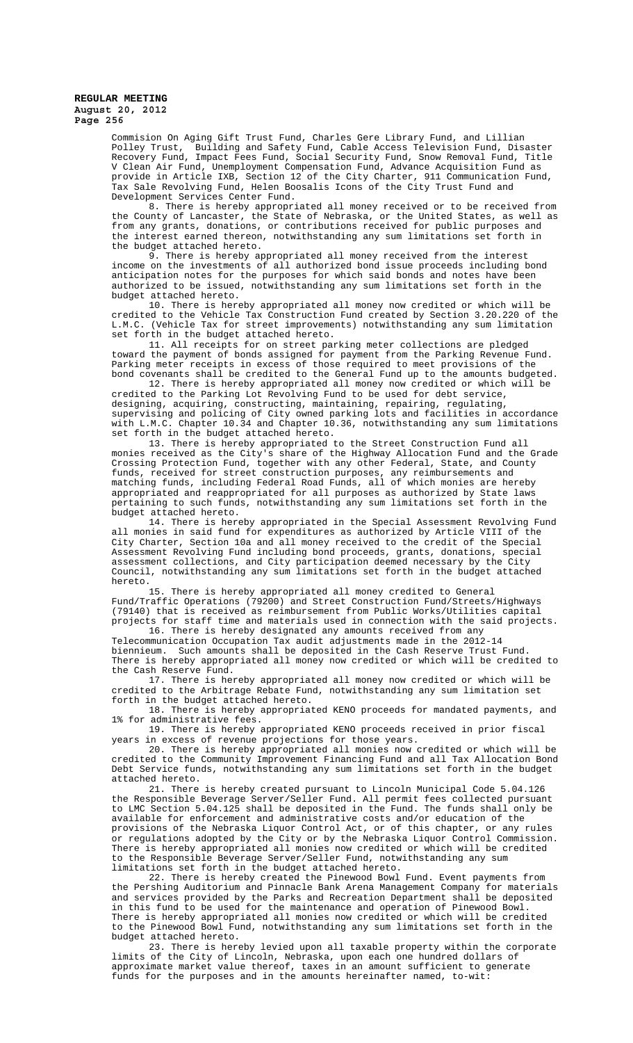Commision On Aging Gift Trust Fund, Charles Gere Library Fund, and Lillian Polley Trust, Building and Safety Fund, Cable Access Television Fund, Disaster Recovery Fund, Impact Fees Fund, Social Security Fund, Snow Removal Fund, Title V Clean Air Fund, Unemployment Compensation Fund, Advance Acquisition Fund as provide in Article IXB, Section 12 of the City Charter, 911 Communication Fund, Tax Sale Revolving Fund, Helen Boosalis Icons of the City Trust Fund and Development Services Center Fund.

8. There is hereby appropriated all money received or to be received from the County of Lancaster, the State of Nebraska, or the United States, as well as from any grants, donations, or contributions received for public purposes and the interest earned thereon, notwithstanding any sum limitations set forth in the budget attached hereto.

9. There is hereby appropriated all money received from the interest income on the investments of all authorized bond issue proceeds including bond anticipation notes for the purposes for which said bonds and notes have been authorized to be issued, notwithstanding any sum limitations set forth in the budget attached hereto.

10. There is hereby appropriated all money now credited or which will be credited to the Vehicle Tax Construction Fund created by Section 3.20.220 of the L.M.C. (Vehicle Tax for street improvements) notwithstanding any sum limitation set forth in the budget attached hereto.

11. All receipts for on street parking meter collections are pledged toward the payment of bonds assigned for payment from the Parking Revenue Fund. Parking meter receipts in excess of those required to meet provisions of the bond covenants shall be credited to the General Fund up to the amounts budgeted.

12. There is hereby appropriated all money now credited or which will be credited to the Parking Lot Revolving Fund to be used for debt service, designing, acquiring, constructing, maintaining, repairing, regulating, supervising and policing of City owned parking lots and facilities in accordance with L.M.C. Chapter 10.34 and Chapter 10.36, notwithstanding any sum limitations set forth in the budget attached hereto.

13. There is hereby appropriated to the Street Construction Fund all monies received as the City's share of the Highway Allocation Fund and the Grade Crossing Protection Fund, together with any other Federal, State, and County funds, received for street construction purposes, any reimbursements and matching funds, including Federal Road Funds, all of which monies are hereby appropriated and reappropriated for all purposes as authorized by State laws pertaining to such funds, notwithstanding any sum limitations set forth in the budget attached hereto.

14. There is hereby appropriated in the Special Assessment Revolving Fund all monies in said fund for expenditures as authorized by Article VIII of the City Charter, Section 10a and all money received to the credit of the Special Assessment Revolving Fund including bond proceeds, grants, donations, special assessment collections, and City participation deemed necessary by the City Council, notwithstanding any sum limitations set forth in the budget attached hereto.

15. There is hereby appropriated all money credited to General Fund/Traffic Operations (79200) and Street Construction Fund/Streets/Highways (79140) that is received as reimbursement from Public Works/Utilities capital projects for staff time and materials used in connection with the said projects.

16. There is hereby designated any amounts received from any Telecommunication Occupation Tax audit adjustments made in the 2012-14 biennieum. Such amounts shall be deposited in the Cash Reserve Trust Fund. There is hereby appropriated all money now credited or which will be credited to the Cash Reserve Fund.

17. There is hereby appropriated all money now credited or which will be credited to the Arbitrage Rebate Fund, notwithstanding any sum limitation set forth in the budget attached hereto.

18. There is hereby appropriated KENO proceeds for mandated payments, and 1% for administrative fees.

19. There is hereby appropriated KENO proceeds received in prior fiscal years in excess of revenue projections for those years.

20. There is hereby appropriated all monies now credited or which will be credited to the Community Improvement Financing Fund and all Tax Allocation Bond Debt Service funds, notwithstanding any sum limitations set forth in the budget attached hereto.

21. There is hereby created pursuant to Lincoln Municipal Code 5.04.126 the Responsible Beverage Server/Seller Fund. All permit fees collected pursuant to LMC Section 5.04.125 shall be deposited in the Fund. The funds shall only be available for enforcement and administrative costs and/or education of the provisions of the Nebraska Liquor Control Act, or of this chapter, or any rules or regulations adopted by the City or by the Nebraska Liquor Control Commission. There is hereby appropriated all monies now credited or which will be credited to the Responsible Beverage Server/Seller Fund, notwithstanding any sum limitations set forth in the budget attached hereto.

22. There is hereby created the Pinewood Bowl Fund. Event payments from the Pershing Auditorium and Pinnacle Bank Arena Management Company for materials and services provided by the Parks and Recreation Department shall be deposited in this fund to be used for the maintenance and operation of Pinewood Bowl. There is hereby appropriated all monies now credited or which will be credited to the Pinewood Bowl Fund, notwithstanding any sum limitations set forth in the budget attached hereto.

23. There is hereby levied upon all taxable property within the corporate limits of the City of Lincoln, Nebraska, upon each one hundred dollars of approximate market value thereof, taxes in an amount sufficient to generate funds for the purposes and in the amounts hereinafter named, to-wit: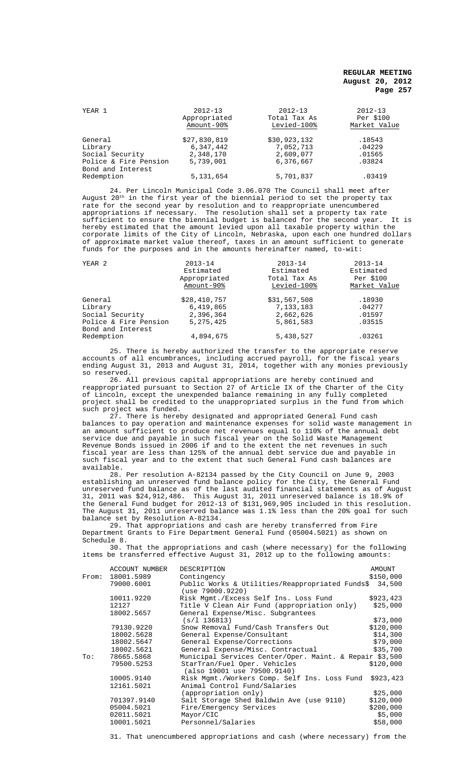| YEAR 1 | 2012-13 Appropriated Amount-90% | 2012-13 Total Tax As Levied-100% | 2012-13 Per $100 Market Value |
|---|---|---|---|
| General | $27,830,819 | $30,923,132 | .18543 |
| Library | 6,347,442 | 7,052,713 | .04229 |
| Social Security | 2,348,170 | 2,609,077 | .01565 |
| Police & Fire Pension | 5,739,001 | 6,376,667 | .03824 |
| Bond and Interest Redemption | 5,131,654 | 5,701,837 | .03419 |

24. Per Lincoln Municipal Code 3.06.070 The Council shall meet after August 20th in the first year of the biennial period to set the property tax rate for the second year by resolution and to reappropriate unencumbered appropriations if necessary. The resolution shall set a property tax rate sufficient to ensure the biennial budget is balanced for the second year. It is hereby estimated that the amount levied upon all taxable property within the corporate limits of the City of Lincoln, Nebraska, upon each one hundred dollars of approximate market value thereof, taxes in an amount sufficient to generate funds for the purposes and in the amounts hereinafter named, to-wit:

| YEAR 2 | 2013-14 Estimated Appropriated Amount-90% | 2013-14 Estimated Total Tax As Levied-100% | 2013-14 Estimated Per $100 Market Value |
|---|---|---|---|
| General | $28,410,757 | $31,567,508 | .18930 |
| Library | 6,419,865 | 7,133,183 | .04277 |
| Social Security | 2,396,364 | 2,662,626 | .01597 |
| Police & Fire Pension | 5,275,425 | 5,861,583 | .03515 |
| Bond and Interest Redemption | 4,894,675 | 5,438,527 | .03261 |

25. There is hereby authorized the transfer to the appropriate reserve accounts of all encumbrances, including accrued payroll, for the fiscal years ending August 31, 2013 and August 31, 2014, together with any monies previously so reserved.

26. All previous capital appropriations are hereby continued and reappropriated pursuant to Section 27 of Article IX of the Charter of the City of Lincoln, except the unexpended balance remaining in any fully completed project shall be credited to the unappropriated surplus in the fund from which such project was funded.

27. There is hereby designated and appropriated General Fund cash balances to pay operation and maintenance expenses for solid waste management in an amount sufficient to produce net revenues equal to 110% of the annual debt service due and payable in such fiscal year on the Solid Waste Management Revenue Bonds issued in 2006 if and to the extent the net revenues in such fiscal year are less than 125% of the annual debt service due and payable in such fiscal year and to the extent that such General Fund cash balances are available.

28. Per resolution A-82134 passed by the City Council on June 9, 2003 establishing an unreserved fund balance policy for the City, the General Fund unreserved fund balance as of the last audited financial statements as of August 31, 2011 was $24,912,486. This August 31, 2011 unreserved balance is 18.9% of the General Fund budget for 2012-13 of $131,969,905 included in this resolution. The August 31, 2011 unreserved balance was 1.1% less than the 20% goal for such balance set by Resolution A-82134.

29. That appropriations and cash are hereby transferred from Fire Department Grants to Fire Department General Fund (05004.5021) as shown on Schedule 8.

30. That the appropriations and cash (where necessary) for the following items be transferred effective August 31, 2012 up to the following amounts:

| | ACCOUNT NUMBER | DESCRIPTION | AMOUNT |
|---|---|---|---|
| From: | 18001.5989 | Contingency | $150,000 |
| | 79000.6001 | Public Works & Utilities/Reappropriated Funds (use 79000.9220) | $ 34,500 |
| | 10011.9220 | Risk Mgmt./Excess Self Ins. Loss Fund | $923,423 |
| | 12127 | Title V Clean Air Fund (appropriation only) | $25,000 |
| | 18002.5657 | General Expense/Misc. Subgrantees (s/l 136813) | $73,000 |
| | 79130.9220 | Snow Removal Fund/Cash Transfers Out | $120,000 |
| | 18002.5628 | General Expense/Consultant | $14,300 |
| | 18002.5647 | General Expense/Corrections | $79,000 |
| | 18002.5621 | General Expense/Misc. Contractual | $35,700 |
| To: | 78665.5868 | Municipal Services Center/Oper. Maint. & Repair | $3,500 |
| | 79500.5253 | StarTran/Fuel Oper. Vehicles (also 19001 use 79500.9140) | $120,000 |
| | 10005.9140 | Risk Mgmt./Workers Comp. Self Ins. Loss Fund | $923,423 |
| | 12161.5021 | Animal Control Fund/Salaries (appropriation only) | $25,000 |
| | 701397.9140 | Salt Storage Shed Baldwin Ave (use 9110) | $120,000 |
| | 05004.5021 | Fire/Emergency Services | $200,000 |
| | 02011.5021 | Mayor/CIC | $5,000 |
| | 10001.5021 | Personnel/Salaries | $58,000 |

31. That unencumbered appropriations and cash (where necessary) from the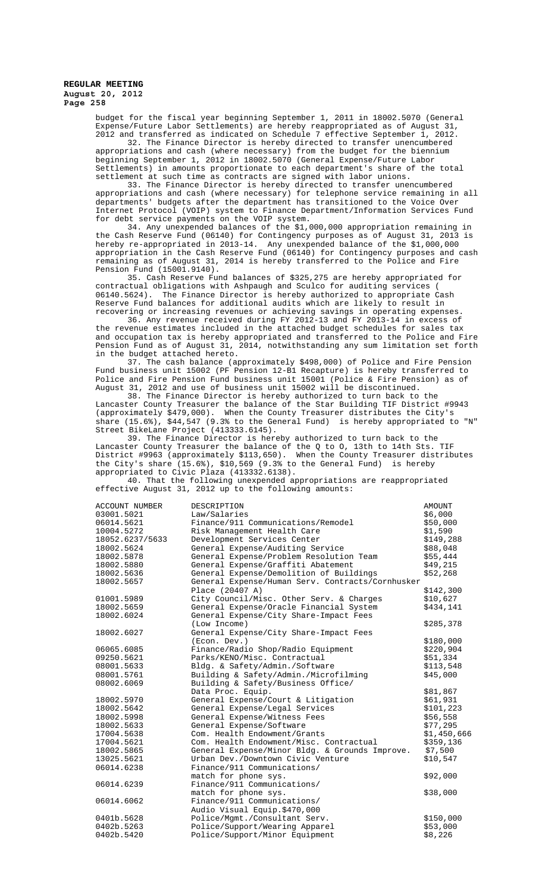budget for the fiscal year beginning September 1, 2011 in 18002.5070 (General Expense/Future Labor Settlements) are hereby reappropriated as of August 31, 2012 and transferred as indicated on Schedule 7 effective September 1, 2012.

32. The Finance Director is hereby directed to transfer unencumbered appropriations and cash (where necessary) from the budget for the biennium beginning September 1, 2012 in 18002.5070 (General Expense/Future Labor Settlements) in amounts proportionate to each department's share of the total settlement at such time as contracts are signed with labor unions.

33. The Finance Director is hereby directed to transfer unencumbered appropriations and cash (where necessary) for telephone service remaining in all departments' budgets after the department has transitioned to the Voice Over Internet Protocol (VOIP) system to Finance Department/Information Services Fund for debt service payments on the VOIP system.

34. Any unexpended balances of the $1,000,000 appropriation remaining in the Cash Reserve Fund (06140) for Contingency purposes as of August 31, 2013 is hereby re-appropriated in 2013-14. Any unexpended balance of the $1,000,000 appropriation in the Cash Reserve Fund (06140) for Contingency purposes and cash remaining as of August 31, 2014 is hereby transferred to the Police and Fire Pension Fund (15001.9140).

35. Cash Reserve Fund balances of $325,275 are hereby appropriated for contractual obligations with Ashpaugh and Sculco for auditing services ( 06140.5624). The Finance Director is hereby authorized to appropriate Cash Reserve Fund balances for additional audits which are likely to result in recovering or increasing revenues or achieving savings in operating expenses.

36. Any revenue received during FY 2012-13 and FY 2013-14 in excess of the revenue estimates included in the attached budget schedules for sales tax and occupation tax is hereby appropriated and transferred to the Police and Fire Pension Fund as of August 31, 2014, notwithstanding any sum limitation set forth in the budget attached hereto.

37. The cash balance (approximately $498,000) of Police and Fire Pension Fund business unit 15002 (PF Pension 12-B1 Recapture) is hereby transferred to Police and Fire Pension Fund business unit 15001 (Police & Fire Pension) as of August 31, 2012 and use of business unit 15002 will be discontinued.

38. The Finance Director is hereby authorized to turn back to the Lancaster County Treasurer the balance of the Star Building TIF District #9943 (approximately $479,000). When the County Treasurer distributes the City's share (15.6%), $44,547 (9.3% to the General Fund) is hereby appropriated to "N" Street BikeLane Project (413333.6145).

39. The Finance Director is hereby authorized to turn back to the Lancaster County Treasurer the balance of the Q to O, 13th to 14th Sts. TIF District #9963 (approximately $113,650). When the County Treasurer distributes the City's share (15.6%), $10,569 (9.3% to the General Fund) is hereby appropriated to Civic Plaza (413332.6138).

40. That the following unexpended appropriations are reappropriated effective August 31, 2012 up to the following amounts:

| ACCOUNT NUMBER | DESCRIPTION | AMOUNT |
|---|---|---|
| 03001.5021 | Law/Salaries | $6,000 |
| 06014.5621 | Finance/911 Communications/Remodel | $50,000 |
| 10004.5272 | Risk Management Health Care | $1,590 |
| 18052.6237/5633 | Development Services Center | $149,288 |
| 18002.5624 | General Expense/Auditing Service | $88,048 |
| 18002.5878 | General Expense/Problem Resolution Team | $55,444 |
| 18002.5880 | General Expense/Graffiti Abatement | $49,215 |
| 18002.5636 | General Expense/Demolition of Buildings | $52,268 |
| 18002.5657 | General Expense/Human Serv. Contracts/Cornhusker Place (20407 A) | $142,300 |
| 01001.5989 | City Council/Misc. Other Serv. & Charges | $10,627 |
| 18002.5659 | General Expense/Oracle Financial System | $434,141 |
| 18002.6024 | General Expense/City Share-Impact Fees (Low Income) | $285,378 |
| 18002.6027 | General Expense/City Share-Impact Fees (Econ. Dev.) | $180,000 |
| 06065.6085 | Finance/Radio Shop/Radio Equipment | $220,904 |
| 09250.5621 | Parks/KENO/Misc. Contractual | $51,334 |
| 08001.5633 | Bldg. & Safety/Admin./Software | $113,548 |
| 08001.5761 | Building & Safety/Admin./Microfilming | $45,000 |
| 08002.6069 | Building & Safety/Business Office/ Data Proc. Equip. | $81,867 |
| 18002.5970 | General Expense/Court & Litigation | $61,931 |
| 18002.5642 | General Expense/Legal Services | $101,223 |
| 18002.5998 | General Expense/Witness Fees | $56,558 |
| 18002.5633 | General Expense/Software | $77,295 |
| 17004.5638 | Com. Health Endowment/Grants | $1,450,666 |
| 17004.5621 | Com. Health Endowment/Misc. Contractual | $359,136 |
| 18002.5865 | General Expense/Minor Bldg. & Grounds Improve. | $7,500 |
| 13025.5621 | Urban Dev./Downtown Civic Venture | $10,547 |
| 06014.6238 | Finance/911 Communications/ match for phone sys. | $92,000 |
| 06014.6239 | Finance/911 Communications/ match for phone sys. | $38,000 |
| 06014.6062 | Finance/911 Communications/ Audio Visual Equip.$470,000 | |
| 0401b.5628 | Police/Mgmt./Consultant Serv. | $150,000 |
| 0402b.5263 | Police/Support/Wearing Apparel | $53,000 |
| 0402b.5420 | Police/Support/Minor Equipment | $8,226 |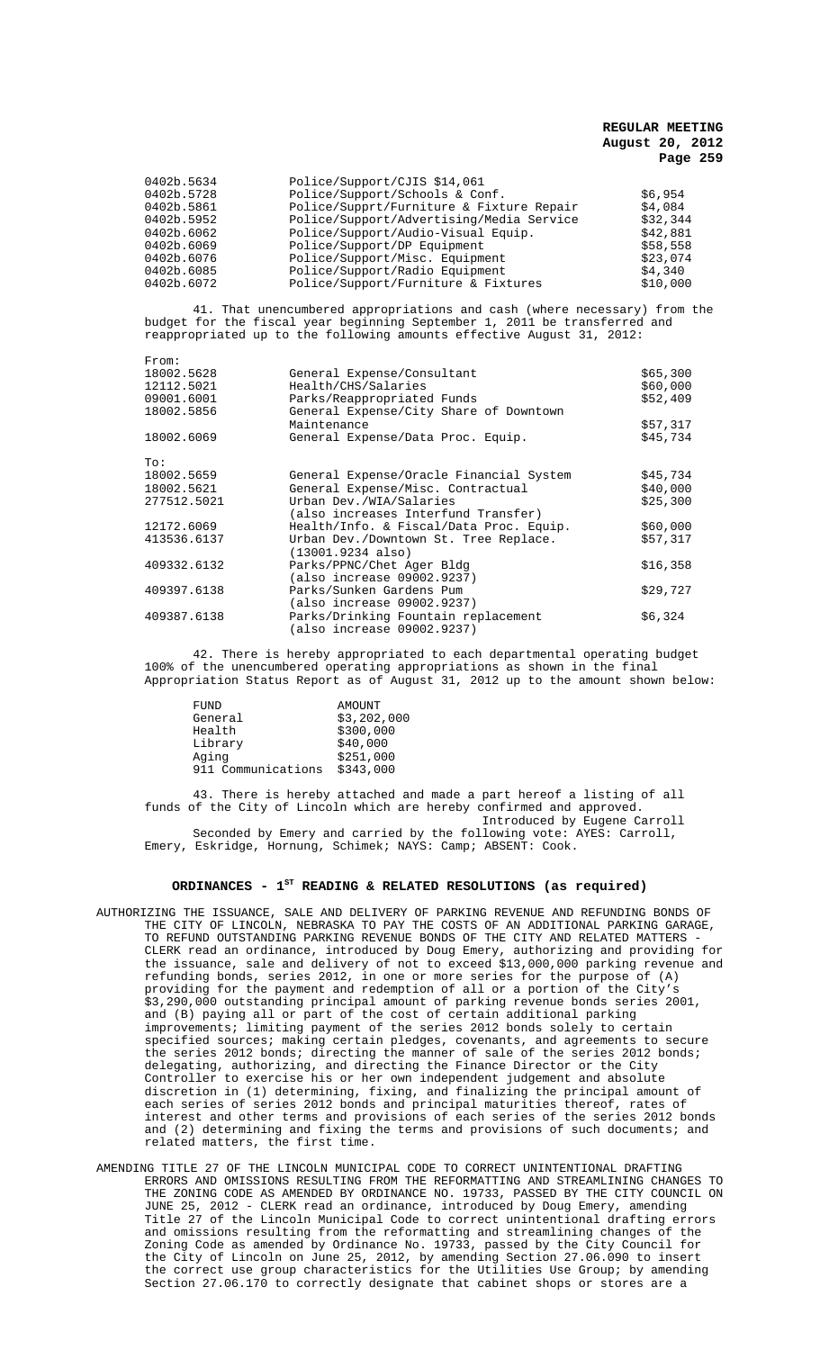| | | |
|---|---|---|
| 0402b.5634 | Police/Support/CJIS $14,061 | |
| 0402b.5728 | Police/Support/Schools & Conf. | $6,954 |
| 0402b.5861 | Police/Supprt/Furniture & Fixture Repair | $4,084 |
| 0402b.5952 | Police/Support/Advertising/Media Service | $32,344 |
| 0402b.6062 | Police/Support/Audio-Visual Equip. | $42,881 |
| 0402b.6069 | Police/Support/DP Equipment | $58,558 |
| 0402b.6076 | Police/Support/Misc. Equipment | $23,074 |
| 0402b.6085 | Police/Support/Radio Equipment | $4,340 |
| 0402b.6072 | Police/Support/Furniture & Fixtures | $10,000 |

41. That unencumbered appropriations and cash (where necessary) from the budget for the fiscal year beginning September 1, 2011 be transferred and reappropriated up to the following amounts effective August 31, 2012:

| | | |
|---|---|---|
| From: | | |
| 18002.5628 | General Expense/Consultant | $65,300 |
| 12112.5021 | Health/CHS/Salaries | $60,000 |
| 09001.6001 | Parks/Reappropriated Funds | $52,409 |
| 18002.5856 | General Expense/City Share of Downtown Maintenance | $57,317 |
| 18002.6069 | General Expense/Data Proc. Equip. | $45,734 |
| To: | | |
| 18002.5659 | General Expense/Oracle Financial System | $45,734 |
| 18002.5621 | General Expense/Misc. Contractual | $40,000 |
| 277512.5021 | Urban Dev./WIA/Salaries (also increases Interfund Transfer) | $25,300 |
| 12172.6069 | Health/Info. & Fiscal/Data Proc. Equip. | $60,000 |
| 413536.6137 | Urban Dev./Downtown St. Tree Replace. (13001.9234 also) | $57,317 |
| 409332.6132 | Parks/PPNC/Chet Ager Bldg (also increase 09002.9237) | $16,358 |
| 409397.6138 | Parks/Sunken Gardens Pum (also increase 09002.9237) | $29,727 |
| 409387.6138 | Parks/Drinking Fountain replacement (also increase 09002.9237) | $6,324 |

42. There is hereby appropriated to each departmental operating budget 100% of the unencumbered operating appropriations as shown in the final Appropriation Status Report as of August 31, 2012 up to the amount shown below:

| FUND | AMOUNT |
|---|---|
| General | $3,202,000 |
| Health | $300,000 |
| Library | $40,000 |
| Aging | $251,000 |
| 911 Communications | $343,000 |

43. There is hereby attached and made a part hereof a listing of all funds of the City of Lincoln which are hereby confirmed and approved.

Introduced by Eugene Carroll

Seconded by Emery and carried by the following vote: AYES: Carroll, Emery, Eskridge, Hornung, Schimek; NAYS: Camp; ABSENT: Cook.

## ORDINANCES - 1ST READING & RELATED RESOLUTIONS (as required)

AUTHORIZING THE ISSUANCE, SALE AND DELIVERY OF PARKING REVENUE AND REFUNDING BONDS OF THE CITY OF LINCOLN, NEBRASKA TO PAY THE COSTS OF AN ADDITIONAL PARKING GARAGE, TO REFUND OUTSTANDING PARKING REVENUE BONDS OF THE CITY AND RELATED MATTERS - CLERK read an ordinance, introduced by Doug Emery, authorizing and providing for the issuance, sale and delivery of not to exceed $13,000,000 parking revenue and refunding bonds, series 2012, in one or more series for the purpose of (A) providing for the payment and redemption of all or a portion of the City's $3,290,000 outstanding principal amount of parking revenue bonds series 2001, and (B) paying all or part of the cost of certain additional parking improvements; limiting payment of the series 2012 bonds solely to certain specified sources; making certain pledges, covenants, and agreements to secure the series 2012 bonds; directing the manner of sale of the series 2012 bonds; delegating, authorizing, and directing the Finance Director or the City Controller to exercise his or her own independent judgement and absolute discretion in (1) determining, fixing, and finalizing the principal amount of each series of series 2012 bonds and principal maturities thereof, rates of interest and other terms and provisions of each series of the series 2012 bonds and (2) determining and fixing the terms and provisions of such documents; and related matters, the first time.

AMENDING TITLE 27 OF THE LINCOLN MUNICIPAL CODE TO CORRECT UNINTENTIONAL DRAFTING ERRORS AND OMISSIONS RESULTING FROM THE REFORMATTING AND STREAMLINING CHANGES TO THE ZONING CODE AS AMENDED BY ORDINANCE NO. 19733, PASSED BY THE CITY COUNCIL ON JUNE 25, 2012 - CLERK read an ordinance, introduced by Doug Emery, amending Title 27 of the Lincoln Municipal Code to correct unintentional drafting errors and omissions resulting from the reformatting and streamlining changes of the Zoning Code as amended by Ordinance No. 19733, passed by the City Council for the City of Lincoln on June 25, 2012, by amending Section 27.06.090 to insert the correct use group characteristics for the Utilities Use Group; by amending Section 27.06.170 to correctly designate that cabinet shops or stores are a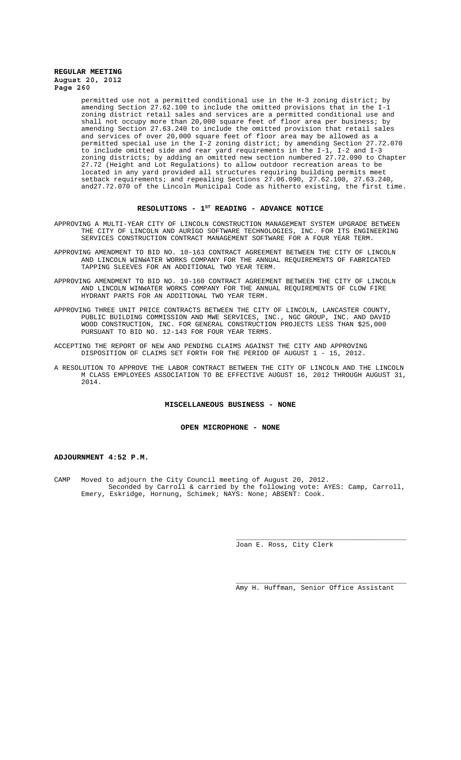permitted use not a permitted conditional use in the H-3 zoning district; by amending Section 27.62.100 to include the omitted provisions that in the I-1 zoning district retail sales and services are a permitted conditional use and shall not occupy more than 20,000 square feet of floor area per business; by amending Section 27.63.240 to include the omitted provision that retail sales and services of over 20,000 square feet of floor area may be allowed as a permitted special use in the I-2 zoning district; by amending Section 27.72.070 to include omitted side and rear yard requirements in the I-1, I-2 and I-3 zoning districts; by adding an omitted new section numbered 27.72.090 to Chapter 27.72 (Height and Lot Regulations) to allow outdoor recreation areas to be located in any yard provided all structures requiring building permits meet setback requirements; and repealing Sections 27.06.090, 27.62.100, 27.63.240, and27.72.070 of the Lincoln Municipal Code as hitherto existing, the first time.

## RESOLUTIONS - 1ST READING - ADVANCE NOTICE

APPROVING A MULTI-YEAR CITY OF LINCOLN CONSTRUCTION MANAGEMENT SYSTEM UPGRADE BETWEEN THE CITY OF LINCOLN AND AURIGO SOFTWARE TECHNOLOGIES, INC. FOR ITS ENGINEERING SERVICES CONSTRUCTION CONTRACT MANAGEMENT SOFTWARE FOR A FOUR YEAR TERM.

APPROVING AMENDMENT TO BID NO. 10-163 CONTRACT AGREEMENT BETWEEN THE CITY OF LINCOLN AND LINCOLN WINWATER WORKS COMPANY FOR THE ANNUAL REQUIREMENTS OF FABRICATED TAPPING SLEEVES FOR AN ADDITIONAL TWO YEAR TERM.

APPROVING AMENDMENT TO BID NO. 10-160 CONTRACT AGREEMENT BETWEEN THE CITY OF LINCOLN AND LINCOLN WINWATER WORKS COMPANY FOR THE ANNUAL REQUIREMENTS OF CLOW FIRE HYDRANT PARTS FOR AN ADDITIONAL TWO YEAR TERM.

APPROVING THREE UNIT PRICE CONTRACTS BETWEEN THE CITY OF LINCOLN, LANCASTER COUNTY, PUBLIC BUILDING COMMISSION AND MWE SERVICES, INC., NGC GROUP, INC. AND DAVID WOOD CONSTRUCTION, INC. FOR GENERAL CONSTRUCTION PROJECTS LESS THAN $25,000 PURSUANT TO BID NO. 12-143 FOR FOUR YEAR TERMS.

ACCEPTING THE REPORT OF NEW AND PENDING CLAIMS AGAINST THE CITY AND APPROVING DISPOSITION OF CLAIMS SET FORTH FOR THE PERIOD OF AUGUST 1 - 15, 2012.

A RESOLUTION TO APPROVE THE LABOR CONTRACT BETWEEN THE CITY OF LINCOLN AND THE LINCOLN M CLASS EMPLOYEES ASSOCIATION TO BE EFFECTIVE AUGUST 16, 2012 THROUGH AUGUST 31, 2014.

## MISCELLANEOUS BUSINESS - NONE

## OPEN MICROPHONE - NONE

## ADJOURNMENT 4:52 P.M.

CAMP Moved to adjourn the City Council meeting of August 20, 2012.
Seconded by Carroll & carried by the following vote: AYES: Camp, Carroll, Emery, Eskridge, Hornung, Schimek; NAYS: None; ABSENT: Cook.

Joan E. Ross, City Clerk

Amy H. Huffman, Senior Office Assistant